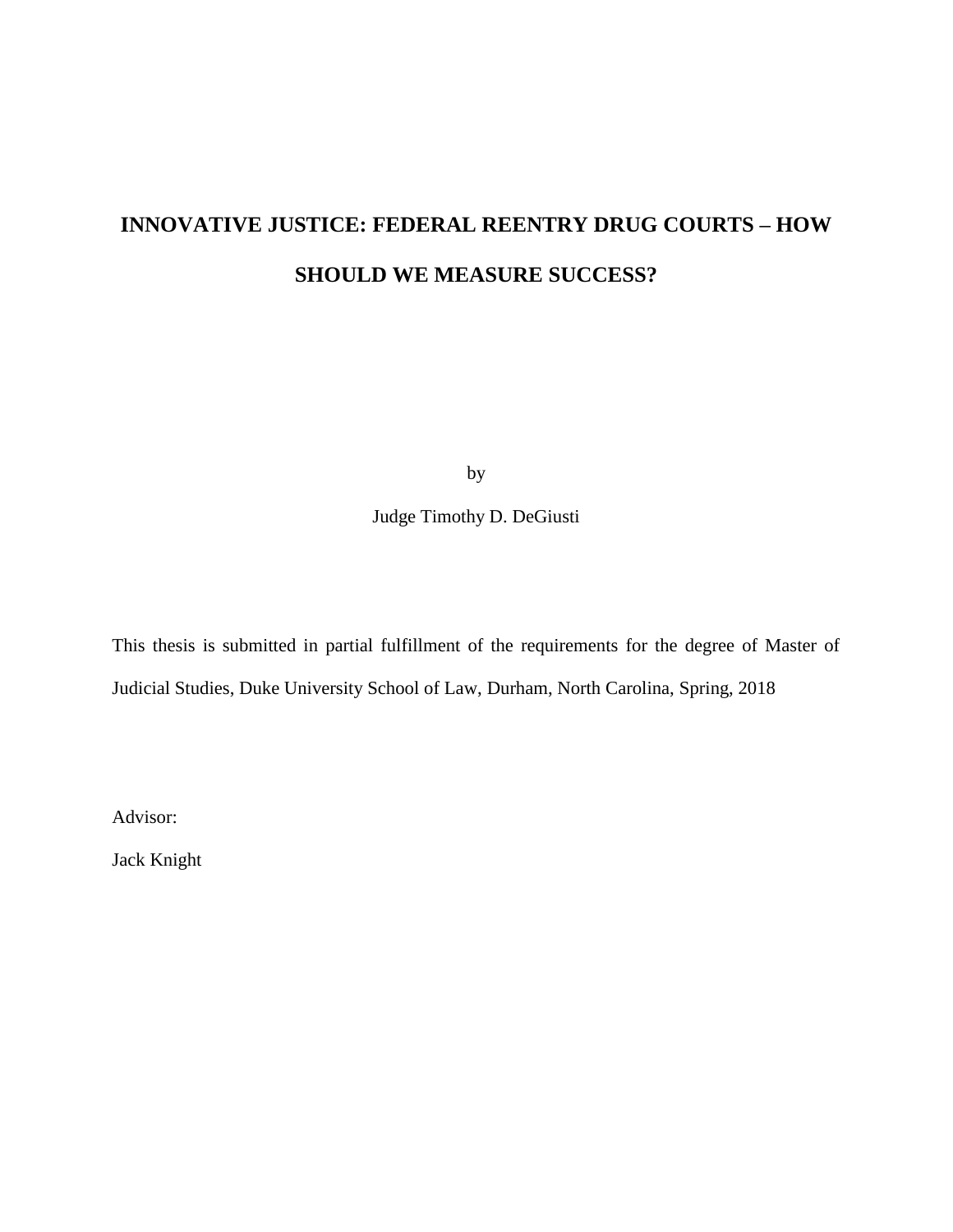# INNOVATIVE JUSTICE: FEDERAL REENTRY DRUG COURTS – HOW SHOULD WE MEASURE SUCCESS?

by

Judge Timothy D. DeGiusti

This thesis is submitted in partial fulfillment of the requirements for the degree of Master of Judicial Studies, Duke University School of Law, Durham, North Carolina, Spring, 2018

Advisor:

Jack Knight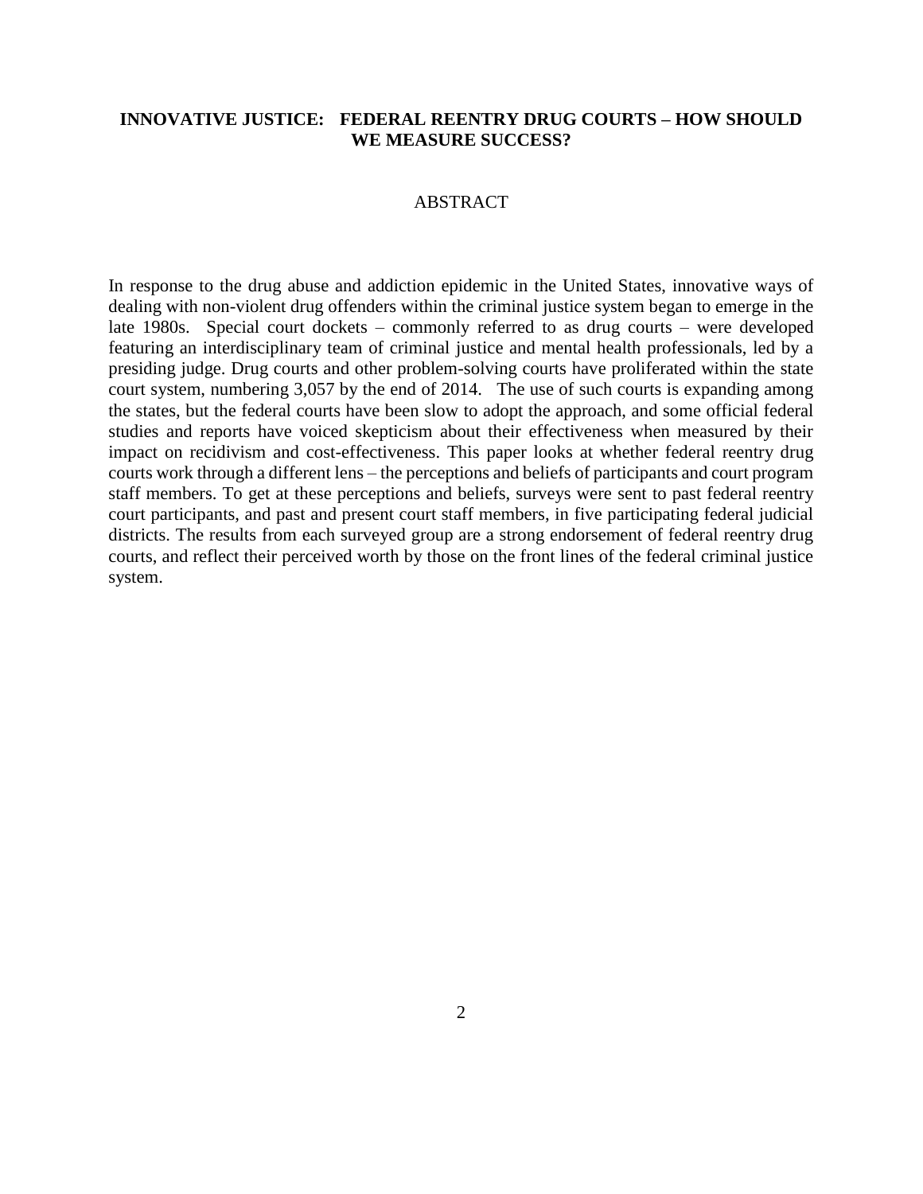# INNOVATIVE JUSTICE: FEDERAL REENTRY DRUG COURTS – HOW SHOULD WE MEASURE SUCCESS?

## ABSTRACT

In response to the drug abuse and addiction epidemic in the United States, innovative ways of dealing with non-violent drug offenders within the criminal justice system began to emerge in the late 1980s. Special court dockets – commonly referred to as drug courts – were developed featuring an interdisciplinary team of criminal justice and mental health professionals, led by a presiding judge. Drug courts and other problem-solving courts have proliferated within the state court system, numbering 3,057 by the end of 2014. The use of such courts is expanding among the states, but the federal courts have been slow to adopt the approach, and some official federal studies and reports have voiced skepticism about their effectiveness when measured by their impact on recidivism and cost-effectiveness. This paper looks at whether federal reentry drug courts work through a different lens – the perceptions and beliefs of participants and court program staff members. To get at these perceptions and beliefs, surveys were sent to past federal reentry court participants, and past and present court staff members, in five participating federal judicial districts. The results from each surveyed group are a strong endorsement of federal reentry drug courts, and reflect their perceived worth by those on the front lines of the federal criminal justice system.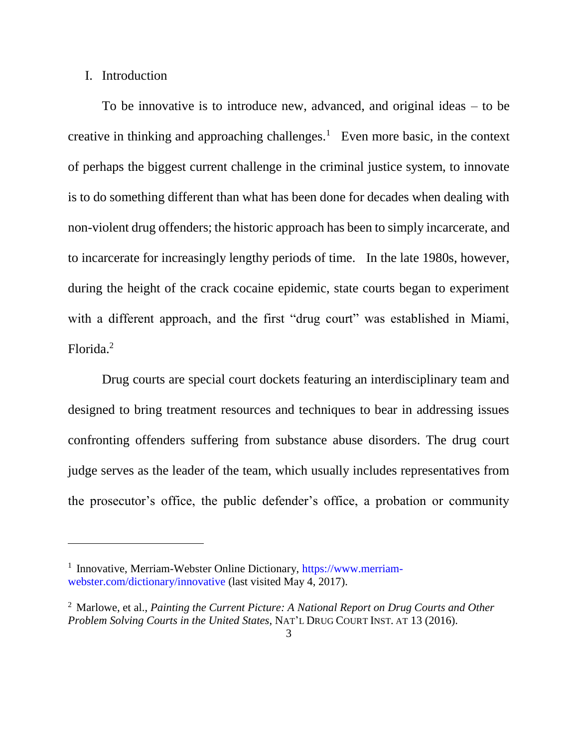## I. Introduction

To be innovative is to introduce new, advanced, and original ideas – to be creative in thinking and approaching challenges.[1] Even more basic, in the context of perhaps the biggest current challenge in the criminal justice system, to innovate is to do something different than what has been done for decades when dealing with non-violent drug offenders; the historic approach has been to simply incarcerate, and to incarcerate for increasingly lengthy periods of time. In the late 1980s, however, during the height of the crack cocaine epidemic, state courts began to experiment with a different approach, and the first "drug court" was established in Miami, Florida.[2]

Drug courts are special court dockets featuring an interdisciplinary team and designed to bring treatment resources and techniques to bear in addressing issues confronting offenders suffering from substance abuse disorders. The drug court judge serves as the leader of the team, which usually includes representatives from the prosecutor's office, the public defender's office, a probation or community

---

[1] Innovative, Merriam-Webster Online Dictionary, https://www.merriam-webster.com/dictionary/innovative (last visited May 4, 2017).

[2] Marlowe, et al., *Painting the Current Picture: A National Report on Drug Courts and Other Problem Solving Courts in the United States*, NAT'L DRUG COURT INST. AT 13 (2016).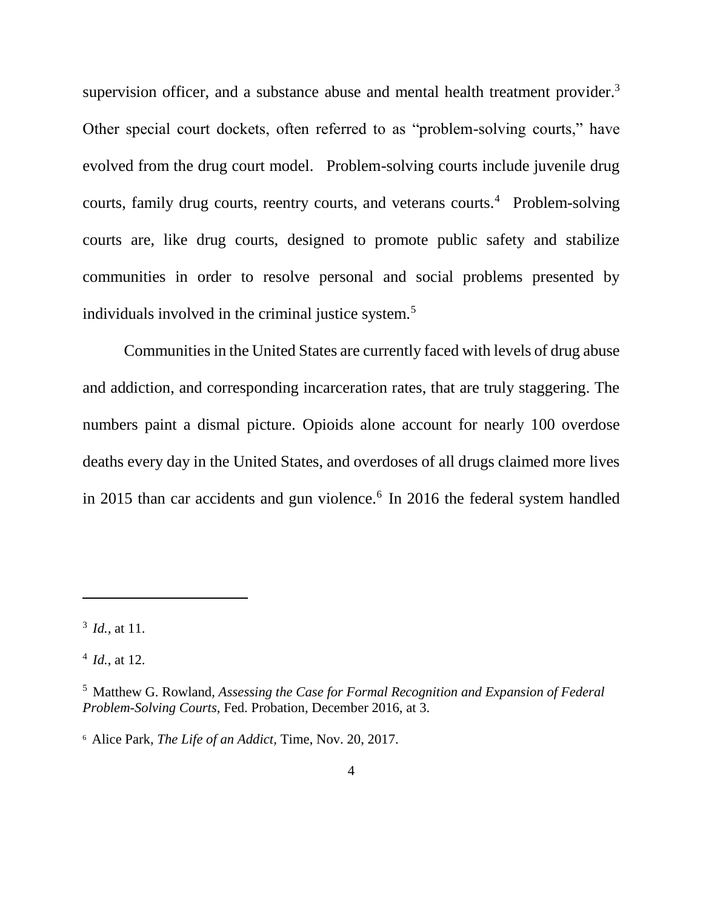supervision officer, and a substance abuse and mental health treatment provider.[3] Other special court dockets, often referred to as "problem-solving courts," have evolved from the drug court model. Problem-solving courts include juvenile drug courts, family drug courts, reentry courts, and veterans courts.[4] Problem-solving courts are, like drug courts, designed to promote public safety and stabilize communities in order to resolve personal and social problems presented by individuals involved in the criminal justice system.[5]

Communities in the United States are currently faced with levels of drug abuse and addiction, and corresponding incarceration rates, that are truly staggering. The numbers paint a dismal picture. Opioids alone account for nearly 100 overdose deaths every day in the United States, and overdoses of all drugs claimed more lives in 2015 than car accidents and gun violence.[6] In 2016 the federal system handled

---

[3] *Id.*, at 11.

[4] *Id.*, at 12.

[5] Matthew G. Rowland, *Assessing the Case for Formal Recognition and Expansion of Federal Problem-Solving Courts*, Fed. Probation, December 2016, at 3.

[6] Alice Park, *The Life of an Addict*, Time, Nov. 20, 2017.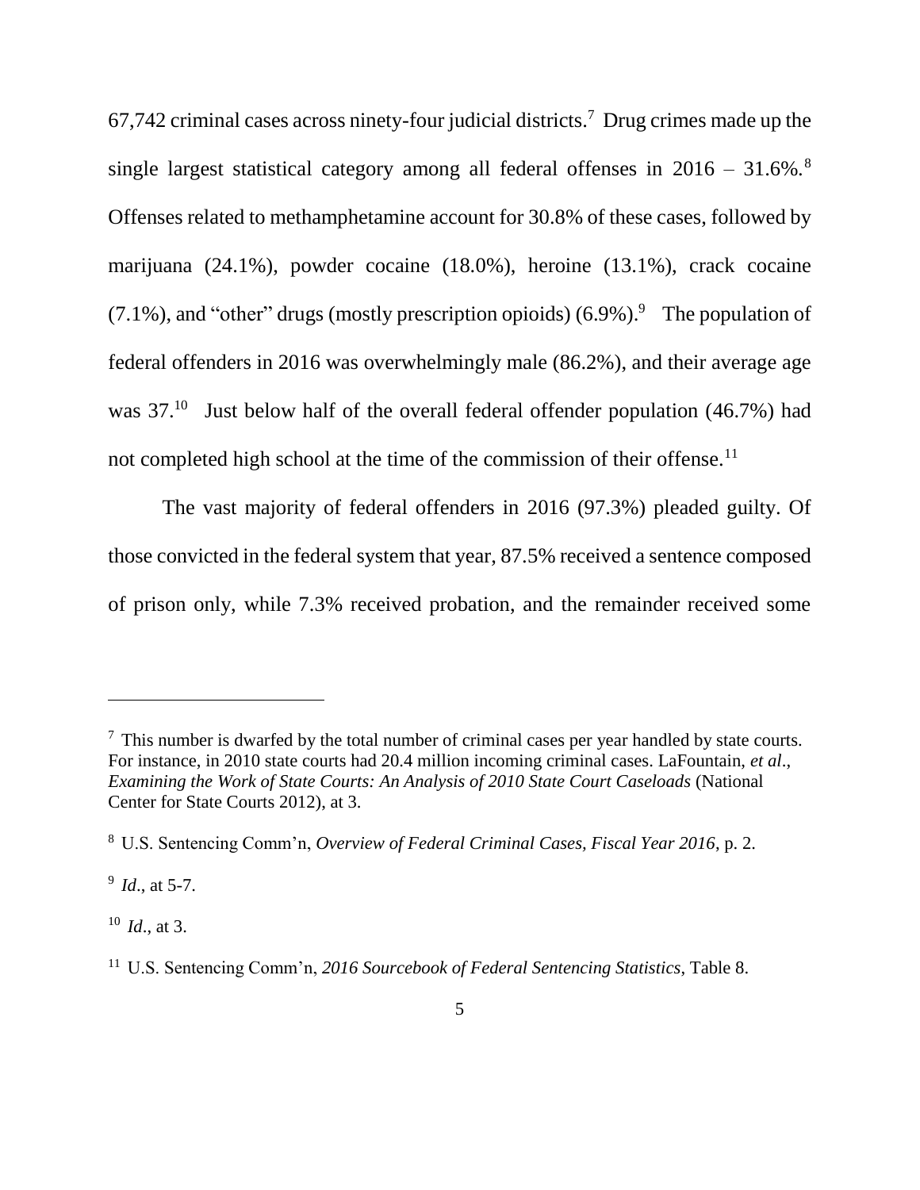67,742 criminal cases across ninety-four judicial districts.[7] Drug crimes made up the single largest statistical category among all federal offenses in 2016 – 31.6%.[8] Offenses related to methamphetamine account for 30.8% of these cases, followed by marijuana (24.1%), powder cocaine (18.0%), heroine (13.1%), crack cocaine (7.1%), and "other" drugs (mostly prescription opioids) (6.9%).[9] The population of federal offenders in 2016 was overwhelmingly male (86.2%), and their average age was 37.[10] Just below half of the overall federal offender population (46.7%) had not completed high school at the time of the commission of their offense.[11]

The vast majority of federal offenders in 2016 (97.3%) pleaded guilty. Of those convicted in the federal system that year, 87.5% received a sentence composed of prison only, while 7.3% received probation, and the remainder received some

---

[7] This number is dwarfed by the total number of criminal cases per year handled by state courts. For instance, in 2010 state courts had 20.4 million incoming criminal cases. LaFountain, *et al*., *Examining the Work of State Courts: An Analysis of 2010 State Court Caseloads* (National Center for State Courts 2012), at 3.

[8] U.S. Sentencing Comm'n, *Overview of Federal Criminal Cases, Fiscal Year 2016*, p. 2.

[9] *Id*., at 5-7.

[10] *Id*., at 3.

[11] U.S. Sentencing Comm'n, *2016 Sourcebook of Federal Sentencing Statistics*, Table 8.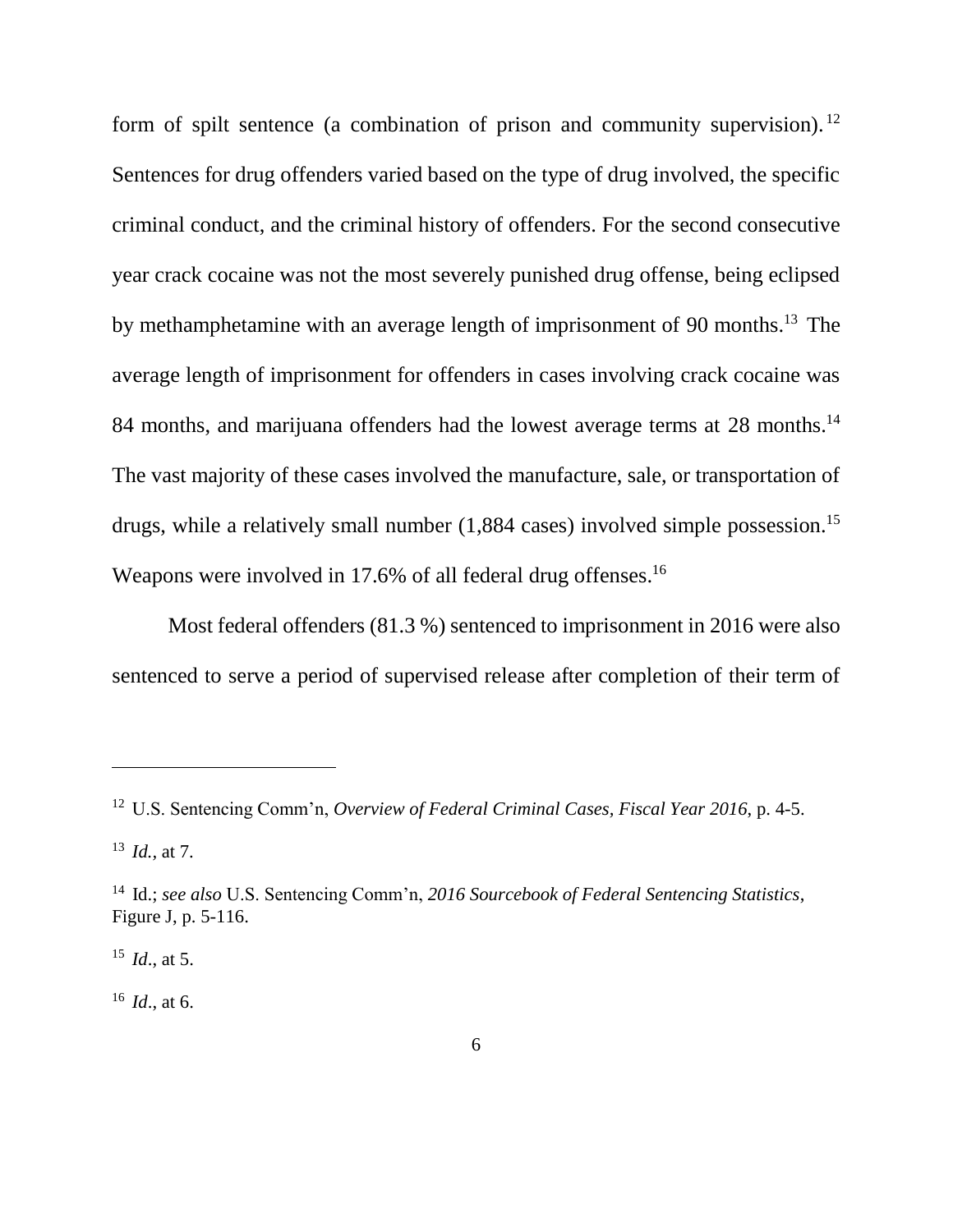form of spilt sentence (a combination of prison and community supervision).[12] Sentences for drug offenders varied based on the type of drug involved, the specific criminal conduct, and the criminal history of offenders. For the second consecutive year crack cocaine was not the most severely punished drug offense, being eclipsed by methamphetamine with an average length of imprisonment of 90 months.[13] The average length of imprisonment for offenders in cases involving crack cocaine was 84 months, and marijuana offenders had the lowest average terms at 28 months.[14] The vast majority of these cases involved the manufacture, sale, or transportation of drugs, while a relatively small number (1,884 cases) involved simple possession.[15] Weapons were involved in 17.6% of all federal drug offenses.[16]

Most federal offenders (81.3 %) sentenced to imprisonment in 2016 were also sentenced to serve a period of supervised release after completion of their term of

---

[12] U.S. Sentencing Comm'n, *Overview of Federal Criminal Cases, Fiscal Year 2016*, p. 4-5.

[13] *Id.*, at 7.

[14] Id.; *see also* U.S. Sentencing Comm'n, *2016 Sourcebook of Federal Sentencing Statistics*, Figure J, p. 5-116.

[15] *Id*., at 5.

[16] *Id*., at 6.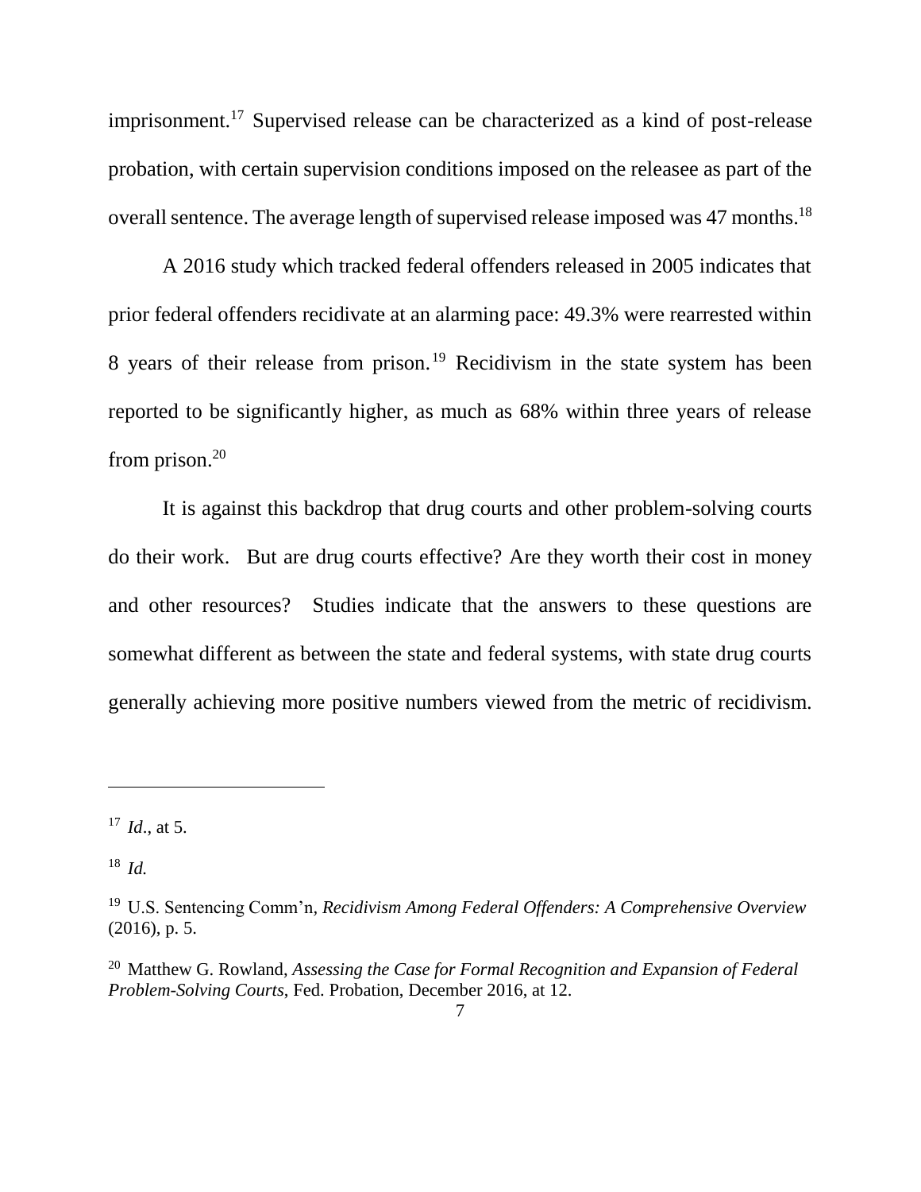imprisonment.[17] Supervised release can be characterized as a kind of post-release probation, with certain supervision conditions imposed on the releasee as part of the overall sentence. The average length of supervised release imposed was 47 months.[18]

A 2016 study which tracked federal offenders released in 2005 indicates that prior federal offenders recidivate at an alarming pace: 49.3% were rearrested within 8 years of their release from prison.[19] Recidivism in the state system has been reported to be significantly higher, as much as 68% within three years of release from prison.[20]

It is against this backdrop that drug courts and other problem-solving courts do their work. But are drug courts effective? Are they worth their cost in money and other resources? Studies indicate that the answers to these questions are somewhat different as between the state and federal systems, with state drug courts generally achieving more positive numbers viewed from the metric of recidivism.

---

[17] *Id*., at 5.

[18] *Id.*

[19] U.S. Sentencing Comm'n, *Recidivism Among Federal Offenders: A Comprehensive Overview* (2016), p. 5.

[20] Matthew G. Rowland, *Assessing the Case for Formal Recognition and Expansion of Federal Problem-Solving Courts*, Fed. Probation, December 2016, at 12.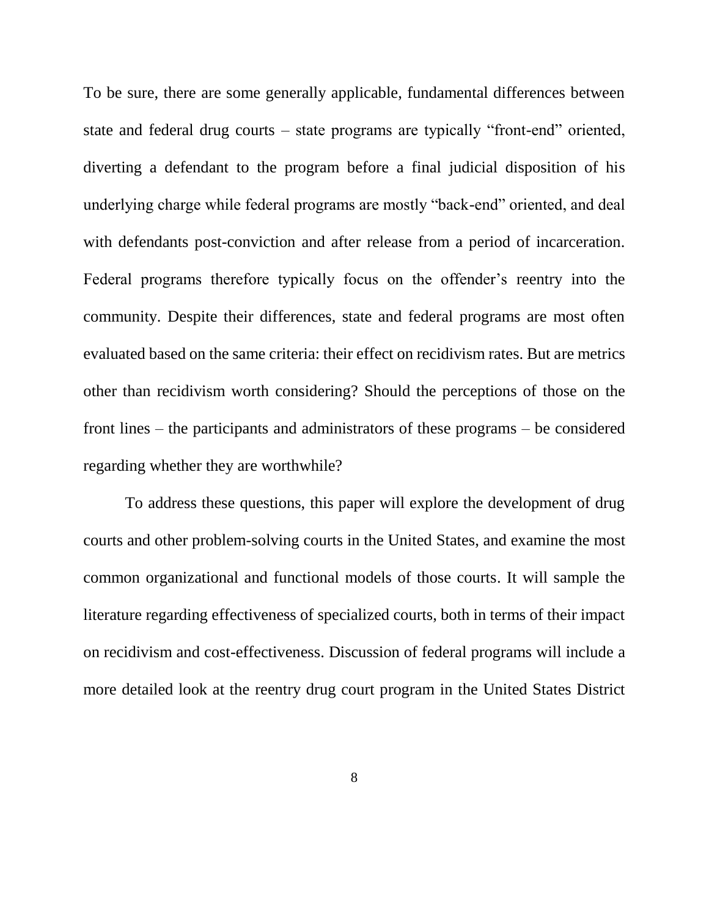To be sure, there are some generally applicable, fundamental differences between state and federal drug courts – state programs are typically "front-end" oriented, diverting a defendant to the program before a final judicial disposition of his underlying charge while federal programs are mostly "back-end" oriented, and deal with defendants post-conviction and after release from a period of incarceration. Federal programs therefore typically focus on the offender's reentry into the community. Despite their differences, state and federal programs are most often evaluated based on the same criteria: their effect on recidivism rates. But are metrics other than recidivism worth considering? Should the perceptions of those on the front lines – the participants and administrators of these programs – be considered regarding whether they are worthwhile?

To address these questions, this paper will explore the development of drug courts and other problem-solving courts in the United States, and examine the most common organizational and functional models of those courts. It will sample the literature regarding effectiveness of specialized courts, both in terms of their impact on recidivism and cost-effectiveness. Discussion of federal programs will include a more detailed look at the reentry drug court program in the United States District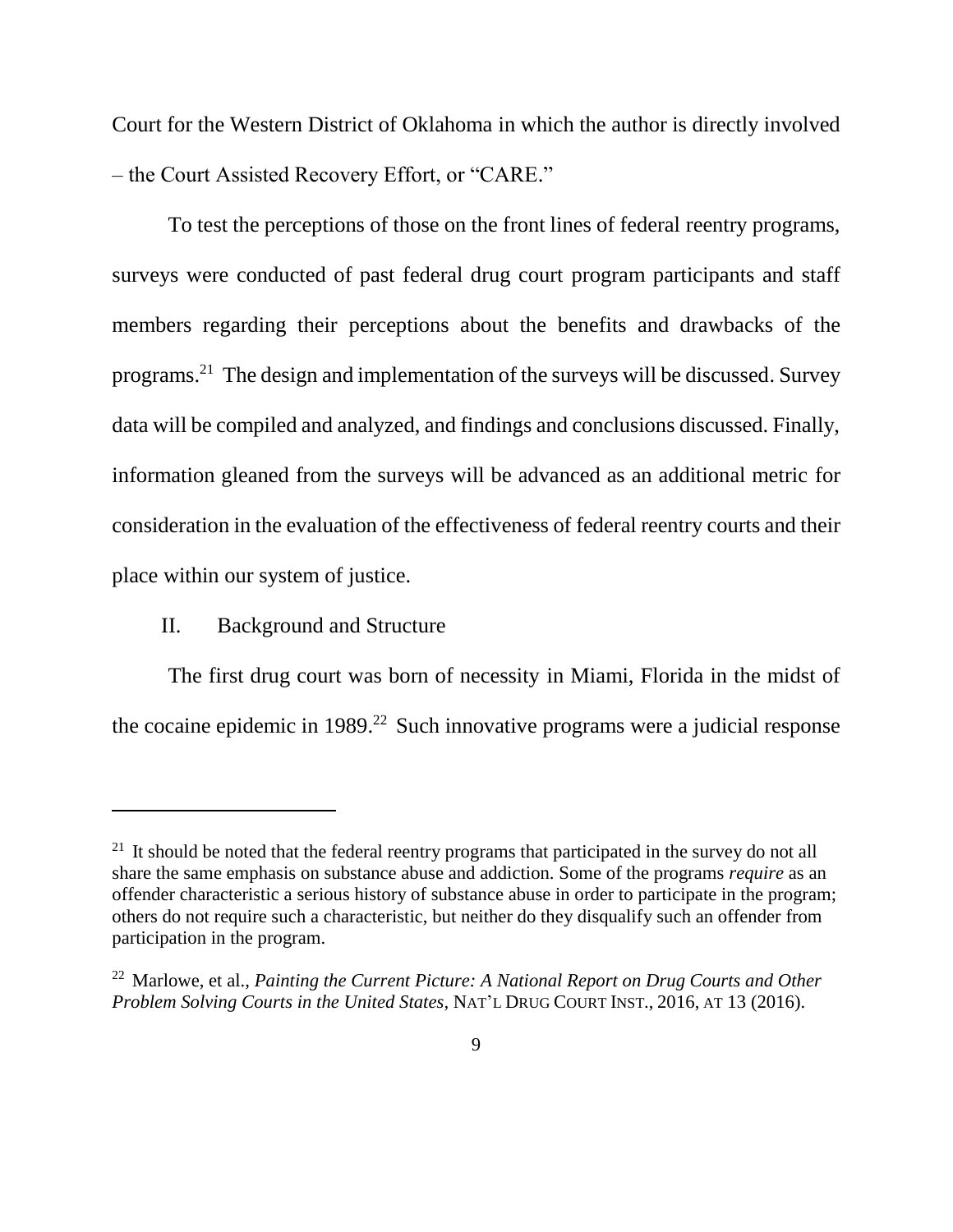Court for the Western District of Oklahoma in which the author is directly involved – the Court Assisted Recovery Effort, or "CARE."

To test the perceptions of those on the front lines of federal reentry programs, surveys were conducted of past federal drug court program participants and staff members regarding their perceptions about the benefits and drawbacks of the programs.[21] The design and implementation of the surveys will be discussed. Survey data will be compiled and analyzed, and findings and conclusions discussed. Finally, information gleaned from the surveys will be advanced as an additional metric for consideration in the evaluation of the effectiveness of federal reentry courts and their place within our system of justice.

## II. Background and Structure

The first drug court was born of necessity in Miami, Florida in the midst of the cocaine epidemic in 1989.[22] Such innovative programs were a judicial response

---

[21] It should be noted that the federal reentry programs that participated in the survey do not all share the same emphasis on substance abuse and addiction. Some of the programs *require* as an offender characteristic a serious history of substance abuse in order to participate in the program; others do not require such a characteristic, but neither do they disqualify such an offender from participation in the program.

[22] Marlowe, et al., *Painting the Current Picture: A National Report on Drug Courts and Other Problem Solving Courts in the United States*, NAT'L DRUG COURT INST., 2016, AT 13 (2016).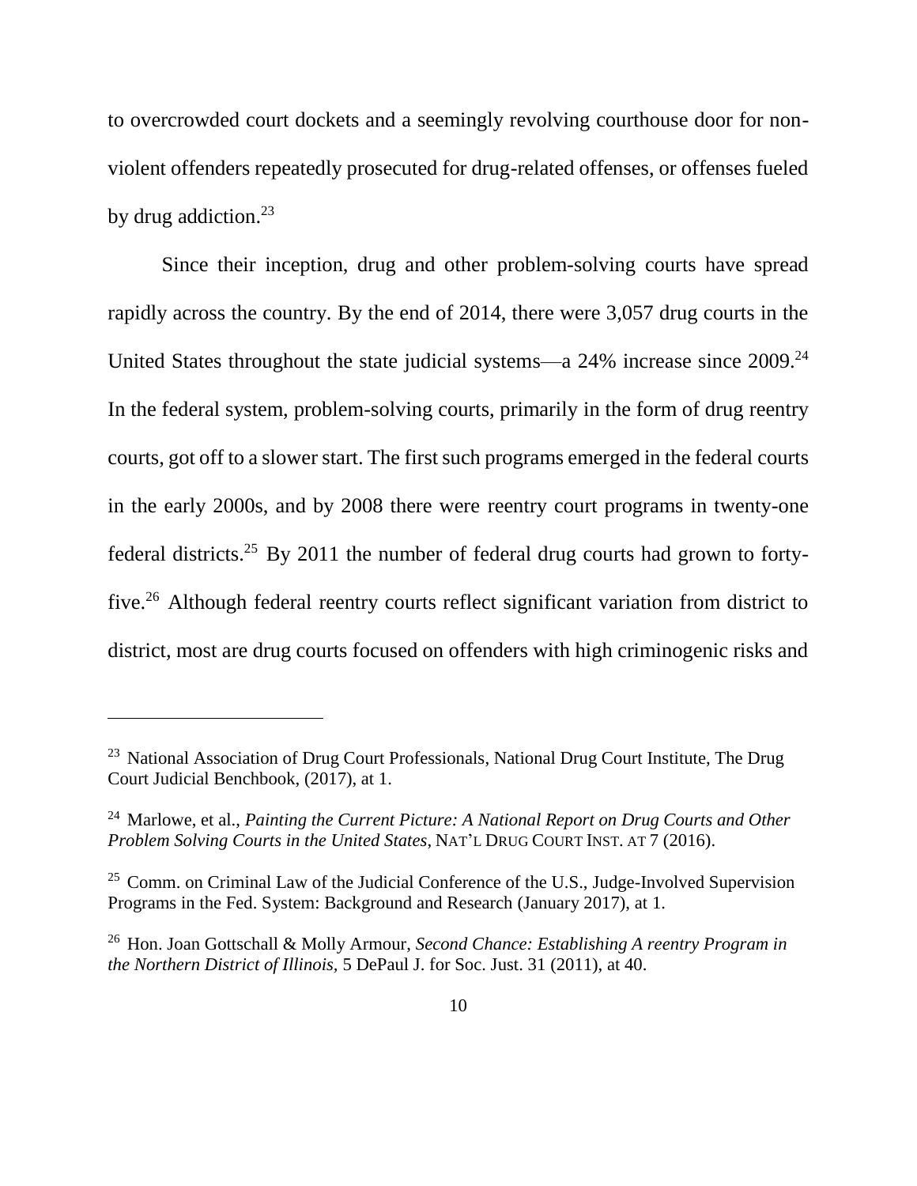to overcrowded court dockets and a seemingly revolving courthouse door for non-violent offenders repeatedly prosecuted for drug-related offenses, or offenses fueled by drug addiction.[23]

Since their inception, drug and other problem-solving courts have spread rapidly across the country. By the end of 2014, there were 3,057 drug courts in the United States throughout the state judicial systems—a 24% increase since 2009.[24] In the federal system, problem-solving courts, primarily in the form of drug reentry courts, got off to a slower start. The first such programs emerged in the federal courts in the early 2000s, and by 2008 there were reentry court programs in twenty-one federal districts.[25] By 2011 the number of federal drug courts had grown to forty-five.[26] Although federal reentry courts reflect significant variation from district to district, most are drug courts focused on offenders with high criminogenic risks and

---

[23] National Association of Drug Court Professionals, National Drug Court Institute, The Drug Court Judicial Benchbook, (2017), at 1.

[24] Marlowe, et al., *Painting the Current Picture: A National Report on Drug Courts and Other Problem Solving Courts in the United States*, NAT'L DRUG COURT INST. AT 7 (2016).

[25] Comm. on Criminal Law of the Judicial Conference of the U.S., Judge-Involved Supervision Programs in the Fed. System: Background and Research (January 2017), at 1.

[26] Hon. Joan Gottschall & Molly Armour, *Second Chance: Establishing A reentry Program in the Northern District of Illinois*, 5 DePaul J. for Soc. Just. 31 (2011), at 40.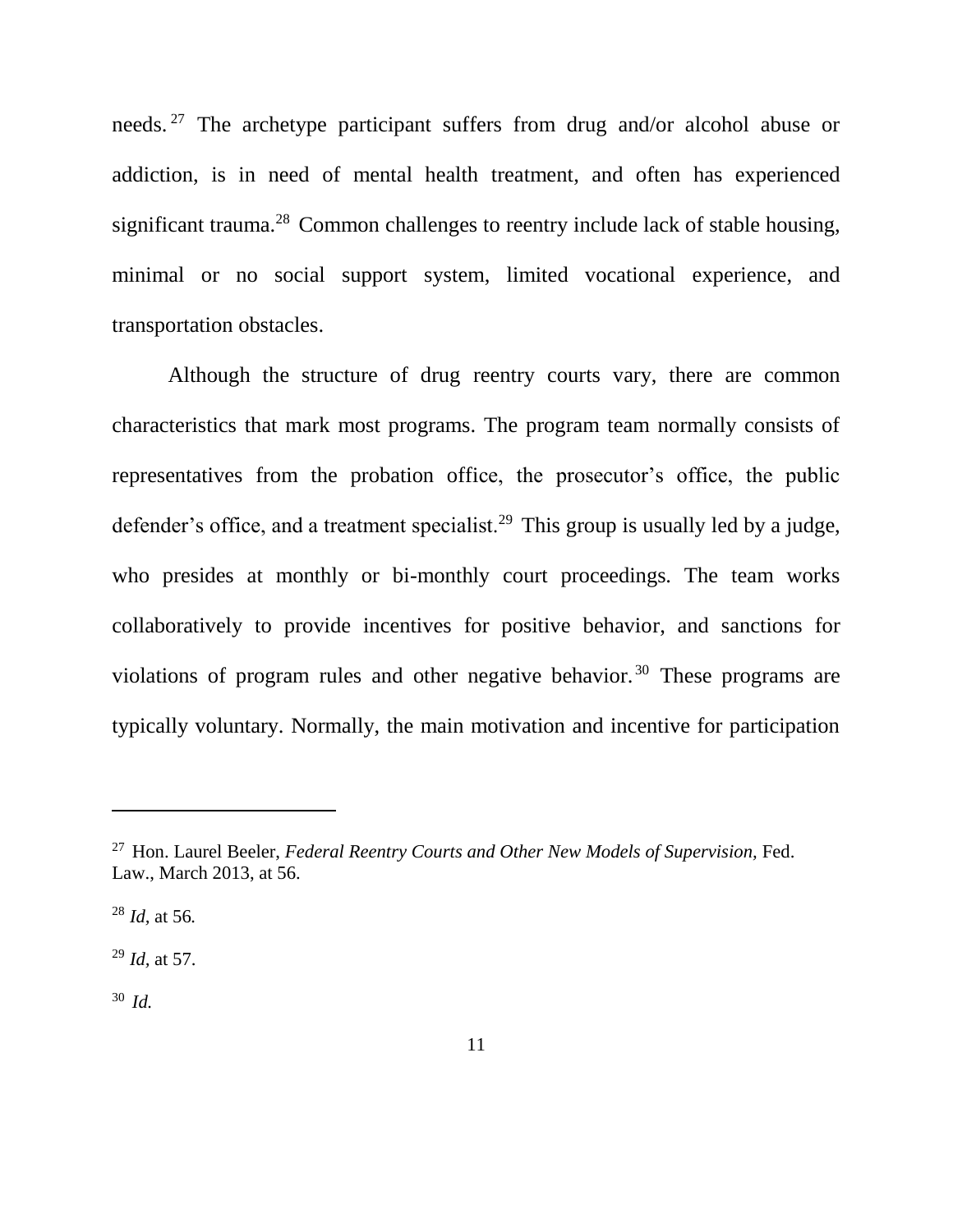needs.[27] The archetype participant suffers from drug and/or alcohol abuse or addiction, is in need of mental health treatment, and often has experienced significant trauma.[28] Common challenges to reentry include lack of stable housing, minimal or no social support system, limited vocational experience, and transportation obstacles.

Although the structure of drug reentry courts vary, there are common characteristics that mark most programs. The program team normally consists of representatives from the probation office, the prosecutor's office, the public defender's office, and a treatment specialist.[29] This group is usually led by a judge, who presides at monthly or bi-monthly court proceedings. The team works collaboratively to provide incentives for positive behavior, and sanctions for violations of program rules and other negative behavior.[30] These programs are typically voluntary. Normally, the main motivation and incentive for participation

---

[27] Hon. Laurel Beeler, *Federal Reentry Courts and Other New Models of Supervision,* Fed. Law., March 2013, at 56.

[28] *Id,* at 56.

[29] *Id,* at 57.

[30] *Id.*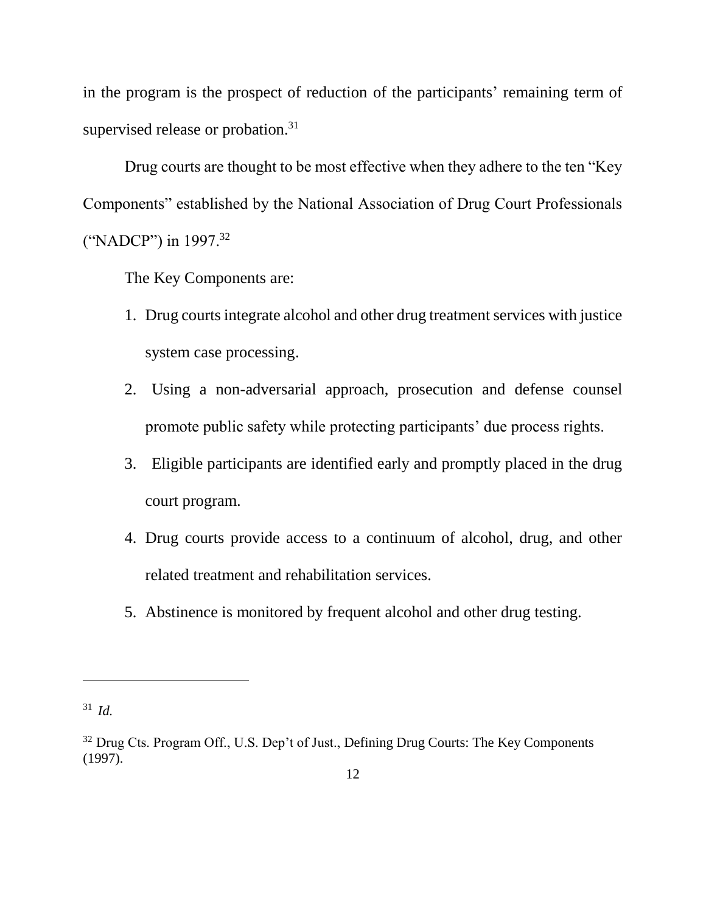in the program is the prospect of reduction of the participants' remaining term of supervised release or probation.[31]

Drug courts are thought to be most effective when they adhere to the ten "Key Components" established by the National Association of Drug Court Professionals ("NADCP") in 1997.[32]

The Key Components are:

1. Drug courts integrate alcohol and other drug treatment services with justice system case processing.
2. Using a non-adversarial approach, prosecution and defense counsel promote public safety while protecting participants' due process rights.
3. Eligible participants are identified early and promptly placed in the drug court program.
4. Drug courts provide access to a continuum of alcohol, drug, and other related treatment and rehabilitation services.
5. Abstinence is monitored by frequent alcohol and other drug testing.

---

[31] *Id.*

[32] Drug Cts. Program Off., U.S. Dep't of Just., Defining Drug Courts: The Key Components (1997).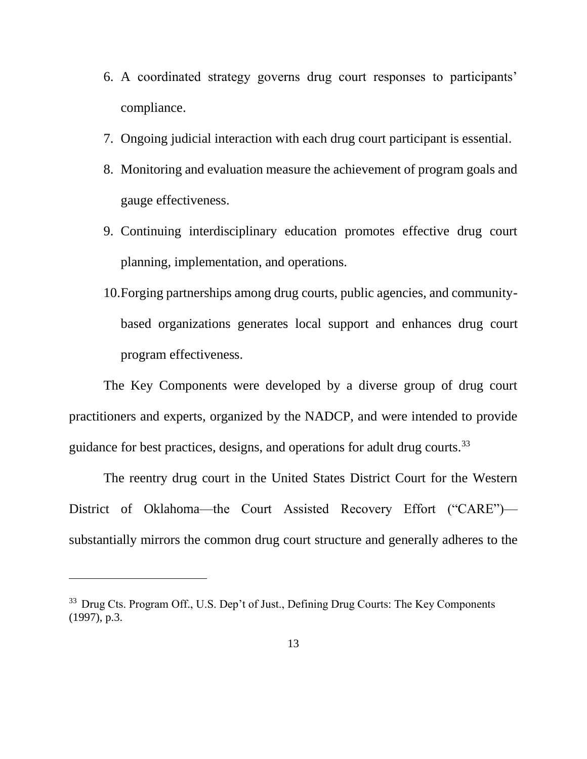6. A coordinated strategy governs drug court responses to participants' compliance.
7. Ongoing judicial interaction with each drug court participant is essential.
8. Monitoring and evaluation measure the achievement of program goals and gauge effectiveness.
9. Continuing interdisciplinary education promotes effective drug court planning, implementation, and operations.
10. Forging partnerships among drug courts, public agencies, and community-based organizations generates local support and enhances drug court program effectiveness.

The Key Components were developed by a diverse group of drug court practitioners and experts, organized by the NADCP, and were intended to provide guidance for best practices, designs, and operations for adult drug courts.[33]

The reentry drug court in the United States District Court for the Western District of Oklahoma—the Court Assisted Recovery Effort ("CARE")—substantially mirrors the common drug court structure and generally adheres to the

---

[33] Drug Cts. Program Off., U.S. Dep't of Just., Defining Drug Courts: The Key Components (1997), p.3.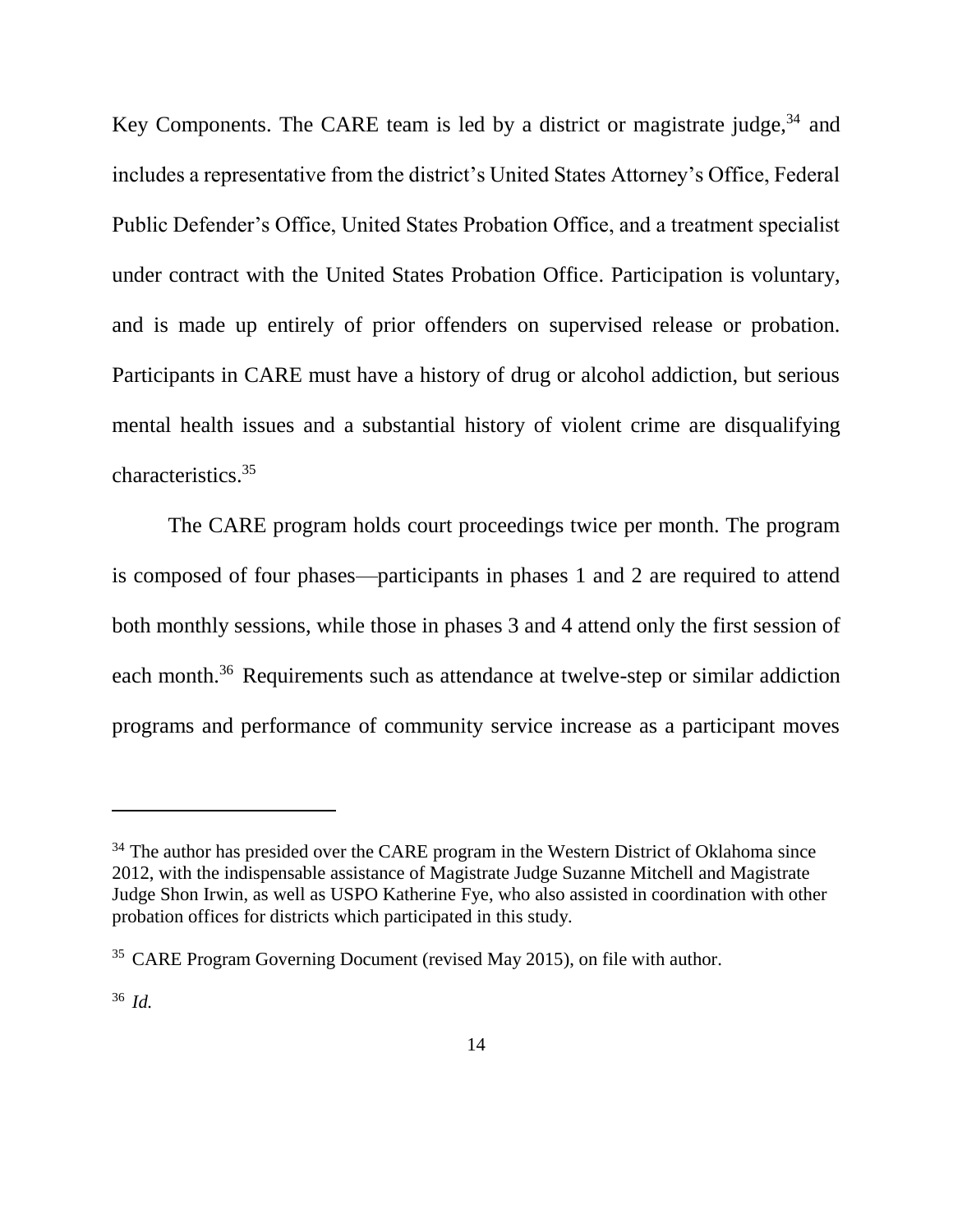Key Components. The CARE team is led by a district or magistrate judge,[34] and includes a representative from the district's United States Attorney's Office, Federal Public Defender's Office, United States Probation Office, and a treatment specialist under contract with the United States Probation Office. Participation is voluntary, and is made up entirely of prior offenders on supervised release or probation. Participants in CARE must have a history of drug or alcohol addiction, but serious mental health issues and a substantial history of violent crime are disqualifying characteristics.[35]

The CARE program holds court proceedings twice per month. The program is composed of four phases—participants in phases 1 and 2 are required to attend both monthly sessions, while those in phases 3 and 4 attend only the first session of each month.[36] Requirements such as attendance at twelve-step or similar addiction programs and performance of community service increase as a participant moves

---

[34] The author has presided over the CARE program in the Western District of Oklahoma since 2012, with the indispensable assistance of Magistrate Judge Suzanne Mitchell and Magistrate Judge Shon Irwin, as well as USPO Katherine Fye, who also assisted in coordination with other probation offices for districts which participated in this study.

[35] CARE Program Governing Document (revised May 2015), on file with author.

[36] *Id.*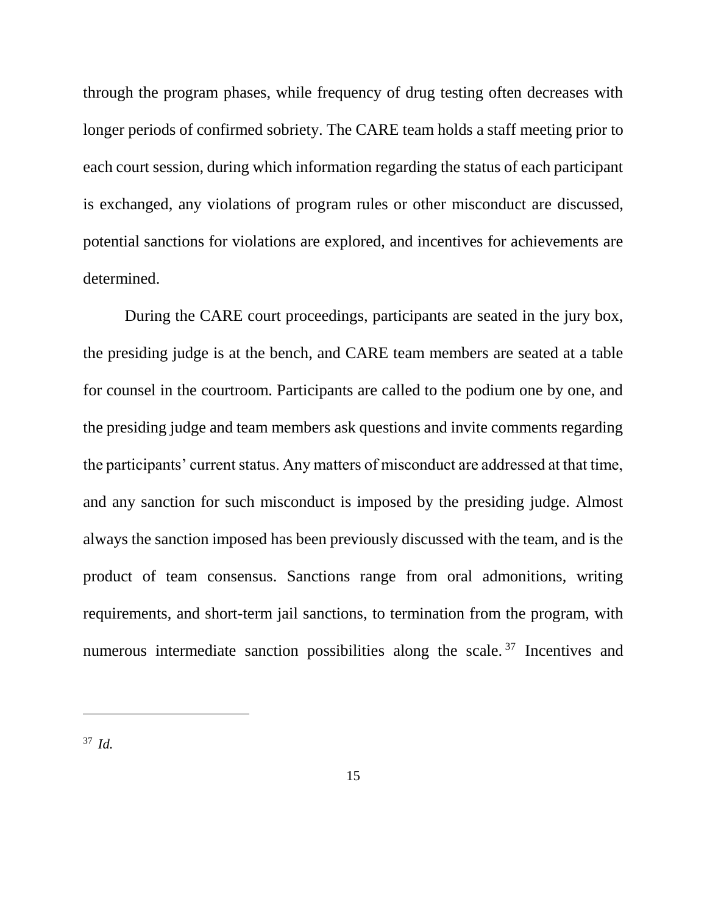through the program phases, while frequency of drug testing often decreases with longer periods of confirmed sobriety. The CARE team holds a staff meeting prior to each court session, during which information regarding the status of each participant is exchanged, any violations of program rules or other misconduct are discussed, potential sanctions for violations are explored, and incentives for achievements are determined.

During the CARE court proceedings, participants are seated in the jury box, the presiding judge is at the bench, and CARE team members are seated at a table for counsel in the courtroom. Participants are called to the podium one by one, and the presiding judge and team members ask questions and invite comments regarding the participants' current status. Any matters of misconduct are addressed at that time, and any sanction for such misconduct is imposed by the presiding judge. Almost always the sanction imposed has been previously discussed with the team, and is the product of team consensus. Sanctions range from oral admonitions, writing requirements, and short-term jail sanctions, to termination from the program, with numerous intermediate sanction possibilities along the scale.[37] Incentives and

---

[37] *Id.*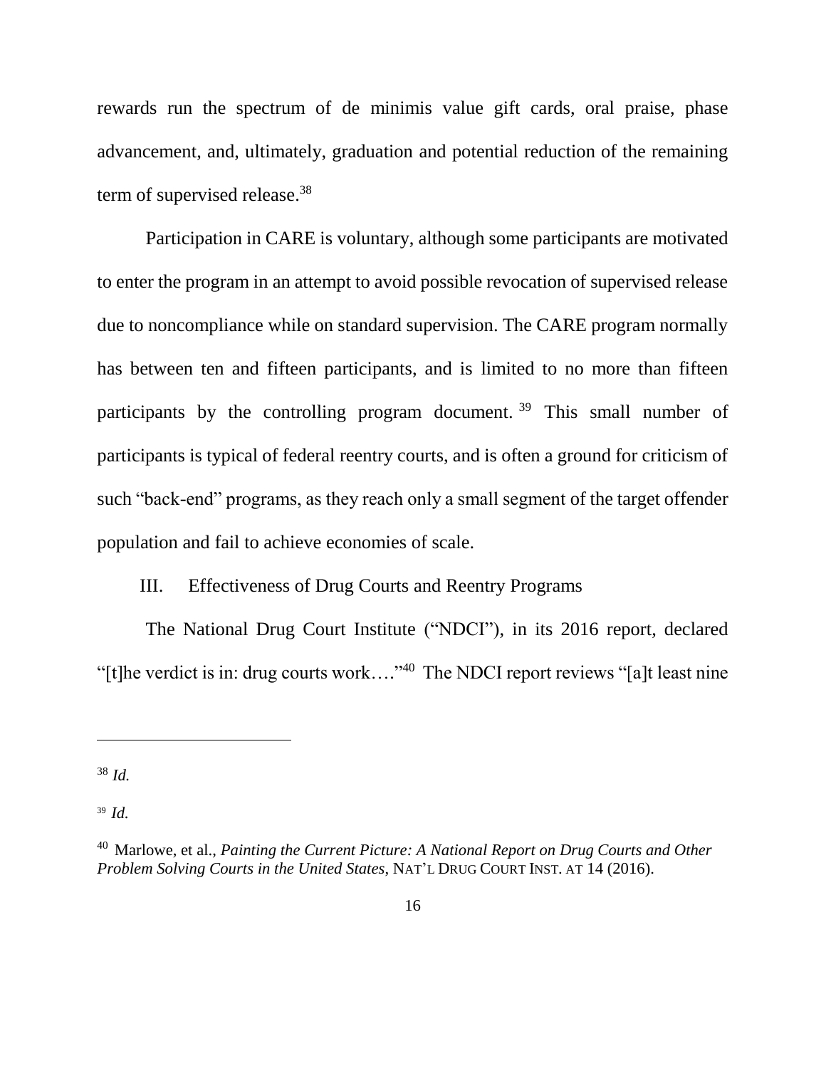rewards run the spectrum of de minimis value gift cards, oral praise, phase advancement, and, ultimately, graduation and potential reduction of the remaining term of supervised release.[38]

Participation in CARE is voluntary, although some participants are motivated to enter the program in an attempt to avoid possible revocation of supervised release due to noncompliance while on standard supervision. The CARE program normally has between ten and fifteen participants, and is limited to no more than fifteen participants by the controlling program document.[39] This small number of participants is typical of federal reentry courts, and is often a ground for criticism of such "back-end" programs, as they reach only a small segment of the target offender population and fail to achieve economies of scale.

## III. Effectiveness of Drug Courts and Reentry Programs

The National Drug Court Institute ("NDCI"), in its 2016 report, declared "[t]he verdict is in: drug courts work…."[40] The NDCI report reviews "[a]t least nine

---

[38] *Id.*

[39] *Id.*

[40] Marlowe, et al., *Painting the Current Picture: A National Report on Drug Courts and Other Problem Solving Courts in the United States*, NAT'L DRUG COURT INST. AT 14 (2016).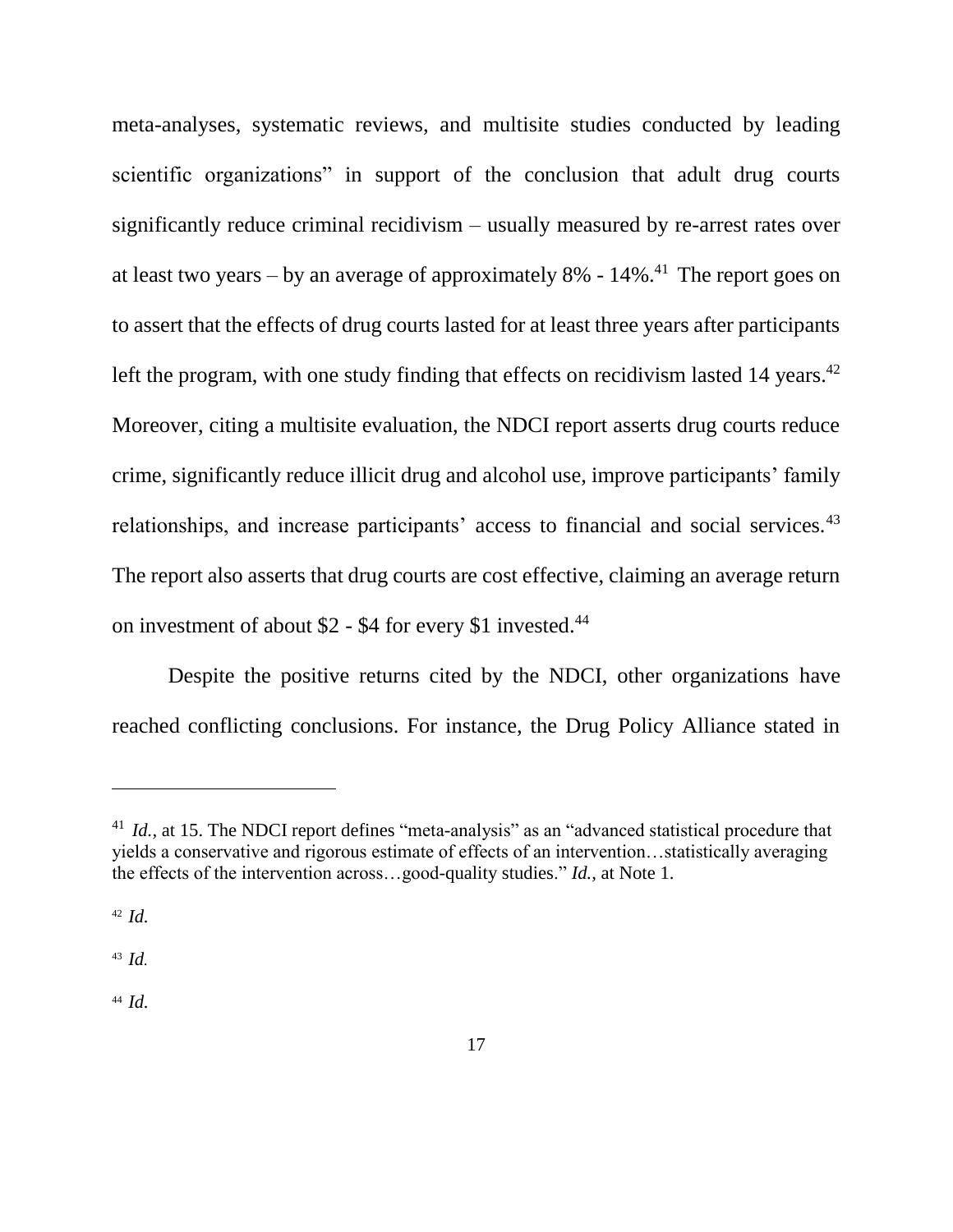meta-analyses, systematic reviews, and multisite studies conducted by leading scientific organizations" in support of the conclusion that adult drug courts significantly reduce criminal recidivism – usually measured by re-arrest rates over at least two years – by an average of approximately 8% - 14%.[41] The report goes on to assert that the effects of drug courts lasted for at least three years after participants left the program, with one study finding that effects on recidivism lasted 14 years.[42] Moreover, citing a multisite evaluation, the NDCI report asserts drug courts reduce crime, significantly reduce illicit drug and alcohol use, improve participants' family relationships, and increase participants' access to financial and social services.[43] The report also asserts that drug courts are cost effective, claiming an average return on investment of about $2 - $4 for every $1 invested.[44]

Despite the positive returns cited by the NDCI, other organizations have reached conflicting conclusions. For instance, the Drug Policy Alliance stated in

---

[41] *Id.*, at 15. The NDCI report defines "meta-analysis" as an "advanced statistical procedure that yields a conservative and rigorous estimate of effects of an intervention…statistically averaging the effects of the intervention across…good-quality studies." *Id.*, at Note 1.

[42] *Id.*

[43] *Id.*

[44] *Id.*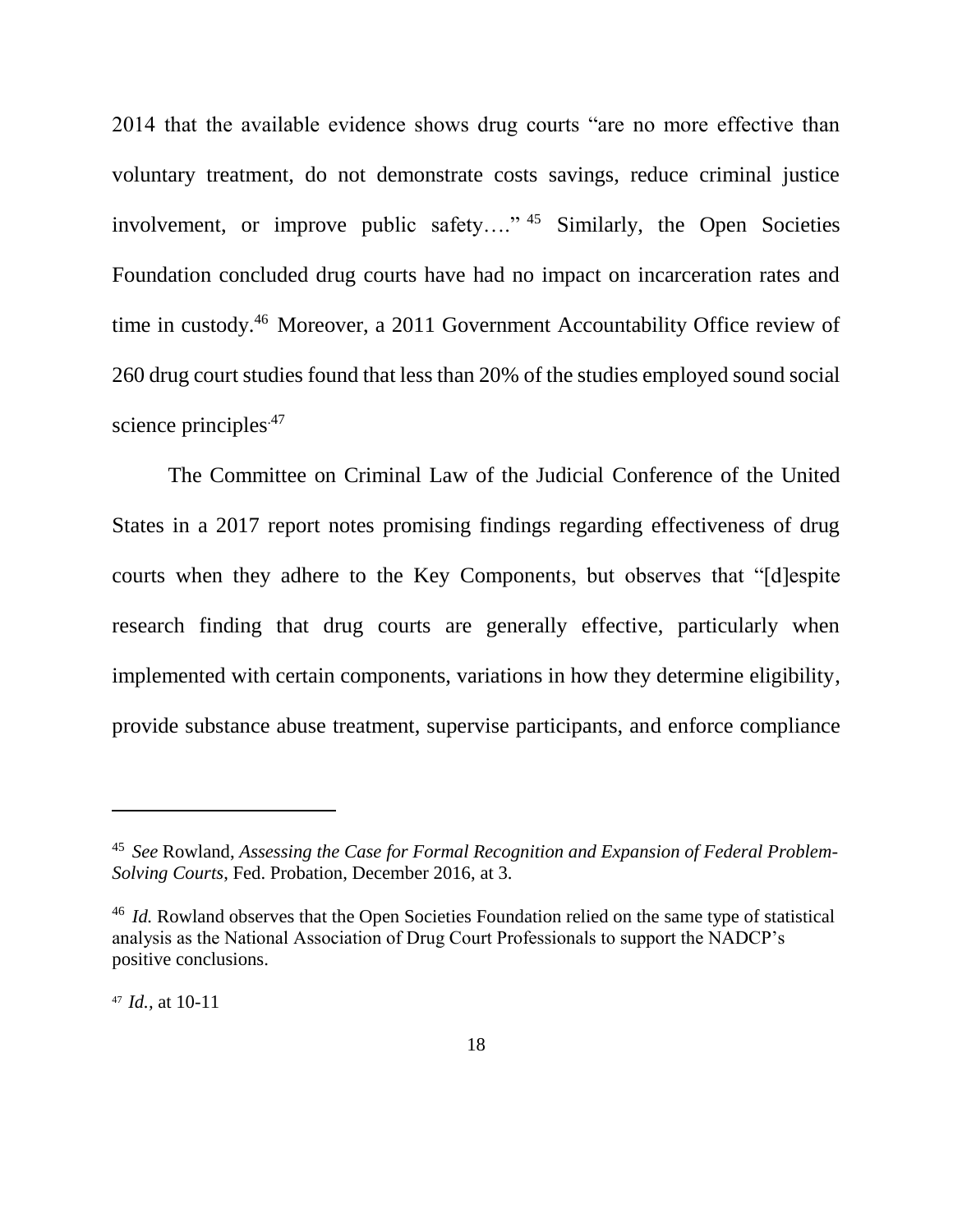2014 that the available evidence shows drug courts "are no more effective than voluntary treatment, do not demonstrate costs savings, reduce criminal justice involvement, or improve public safety…." [45] Similarly, the Open Societies Foundation concluded drug courts have had no impact on incarceration rates and time in custody.[46] Moreover, a 2011 Government Accountability Office review of 260 drug court studies found that less than 20% of the studies employed sound social science principles.[47]

The Committee on Criminal Law of the Judicial Conference of the United States in a 2017 report notes promising findings regarding effectiveness of drug courts when they adhere to the Key Components, but observes that "[d]espite research finding that drug courts are generally effective, particularly when implemented with certain components, variations in how they determine eligibility, provide substance abuse treatment, supervise participants, and enforce compliance

---

[45] *See* Rowland, *Assessing the Case for Formal Recognition and Expansion of Federal Problem-Solving Courts*, Fed. Probation, December 2016, at 3.

[46] *Id.* Rowland observes that the Open Societies Foundation relied on the same type of statistical analysis as the National Association of Drug Court Professionals to support the NADCP's positive conclusions.

[47] *Id.*, at 10-11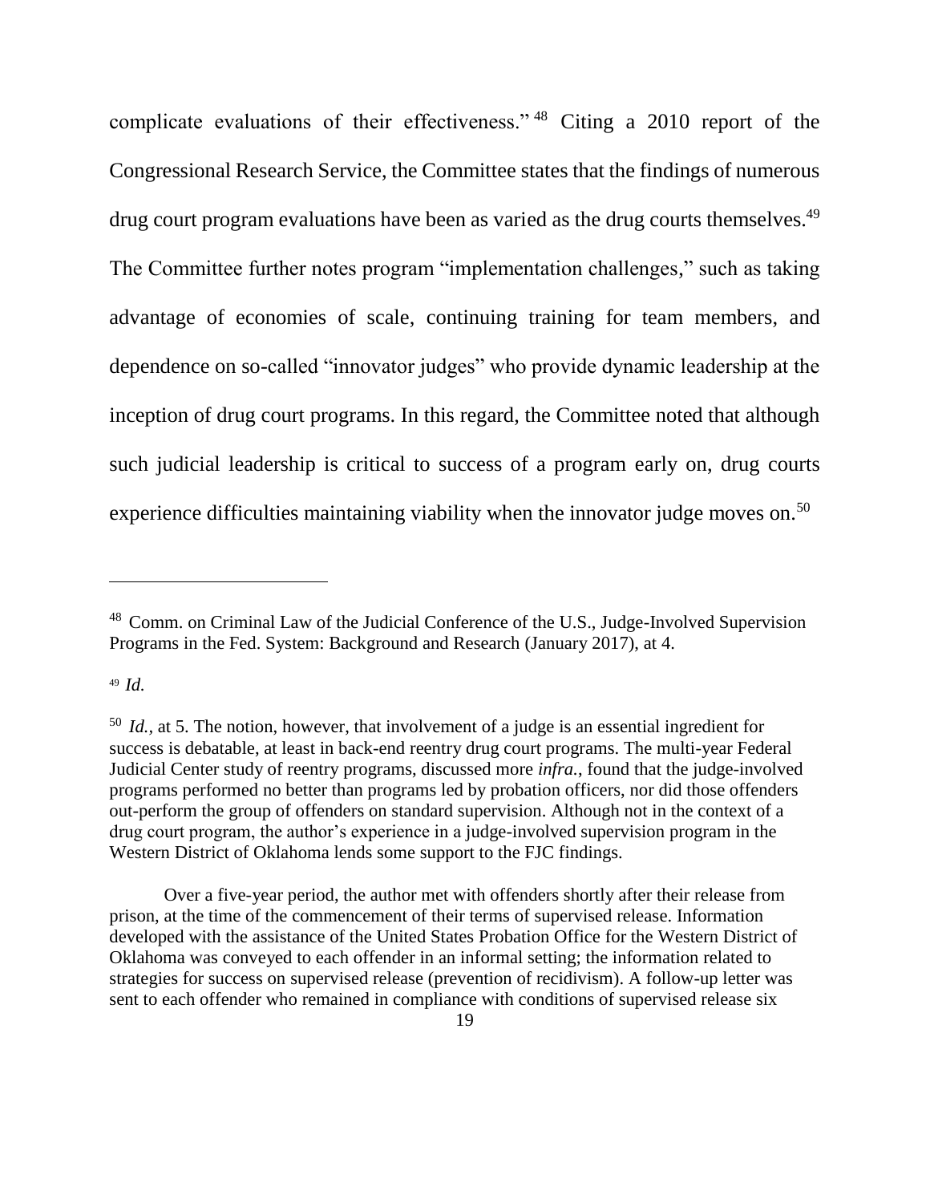complicate evaluations of their effectiveness."[48] Citing a 2010 report of the Congressional Research Service, the Committee states that the findings of numerous drug court program evaluations have been as varied as the drug courts themselves.[49] The Committee further notes program "implementation challenges," such as taking advantage of economies of scale, continuing training for team members, and dependence on so-called "innovator judges" who provide dynamic leadership at the inception of drug court programs. In this regard, the Committee noted that although such judicial leadership is critical to success of a program early on, drug courts experience difficulties maintaining viability when the innovator judge moves on.[50]

---

[48] Comm. on Criminal Law of the Judicial Conference of the U.S., Judge-Involved Supervision Programs in the Fed. System: Background and Research (January 2017), at 4.

[49] *Id.*

[50] *Id.*, at 5. The notion, however, that involvement of a judge is an essential ingredient for success is debatable, at least in back-end reentry drug court programs. The multi-year Federal Judicial Center study of reentry programs, discussed more *infra.*, found that the judge-involved programs performed no better than programs led by probation officers, nor did those offenders out-perform the group of offenders on standard supervision. Although not in the context of a drug court program, the author's experience in a judge-involved supervision program in the Western District of Oklahoma lends some support to the FJC findings.

Over a five-year period, the author met with offenders shortly after their release from prison, at the time of the commencement of their terms of supervised release. Information developed with the assistance of the United States Probation Office for the Western District of Oklahoma was conveyed to each offender in an informal setting; the information related to strategies for success on supervised release (prevention of recidivism). A follow-up letter was sent to each offender who remained in compliance with conditions of supervised release six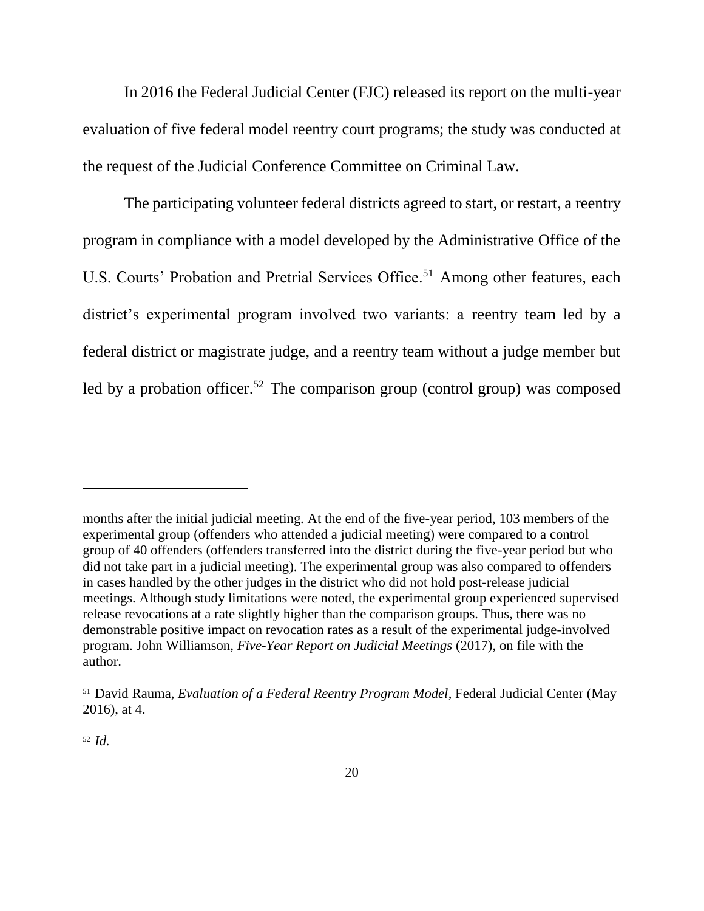In 2016 the Federal Judicial Center (FJC) released its report on the multi-year evaluation of five federal model reentry court programs; the study was conducted at the request of the Judicial Conference Committee on Criminal Law.

The participating volunteer federal districts agreed to start, or restart, a reentry program in compliance with a model developed by the Administrative Office of the U.S. Courts' Probation and Pretrial Services Office.[51] Among other features, each district's experimental program involved two variants: a reentry team led by a federal district or magistrate judge, and a reentry team without a judge member but led by a probation officer.[52] The comparison group (control group) was composed

---

months after the initial judicial meeting. At the end of the five-year period, 103 members of the experimental group (offenders who attended a judicial meeting) were compared to a control group of 40 offenders (offenders transferred into the district during the five-year period but who did not take part in a judicial meeting). The experimental group was also compared to offenders in cases handled by the other judges in the district who did not hold post-release judicial meetings. Although study limitations were noted, the experimental group experienced supervised release revocations at a rate slightly higher than the comparison groups. Thus, there was no demonstrable positive impact on revocation rates as a result of the experimental judge-involved program. John Williamson, *Five-Year Report on Judicial Meetings* (2017), on file with the author.

[51] David Rauma, *Evaluation of a Federal Reentry Program Model*, Federal Judicial Center (May 2016), at 4.

[52] *Id.*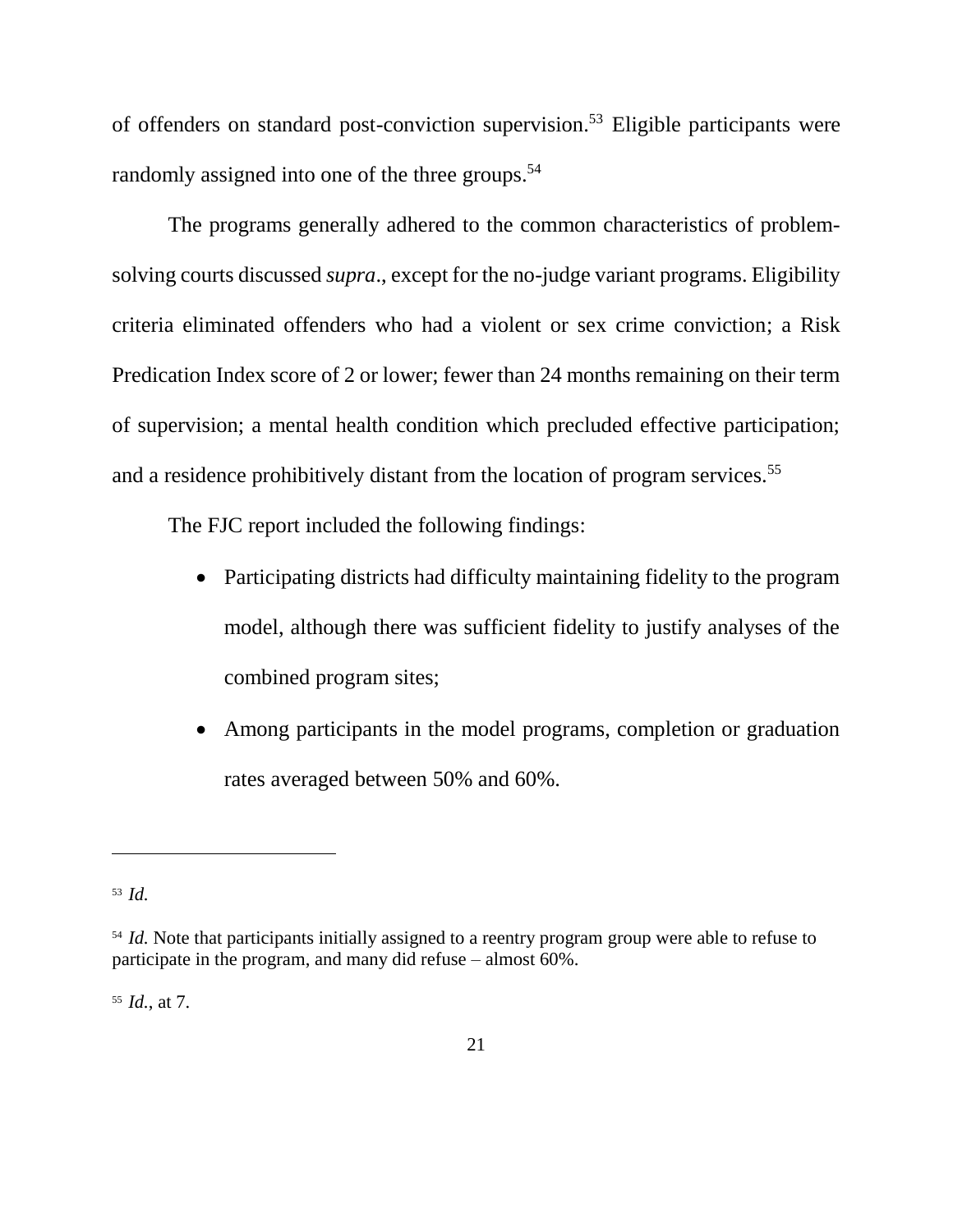of offenders on standard post-conviction supervision.[53] Eligible participants were randomly assigned into one of the three groups.[54]

The programs generally adhered to the common characteristics of problem-solving courts discussed *supra*., except for the no-judge variant programs. Eligibility criteria eliminated offenders who had a violent or sex crime conviction; a Risk Predication Index score of 2 or lower; fewer than 24 months remaining on their term of supervision; a mental health condition which precluded effective participation; and a residence prohibitively distant from the location of program services.[55]

The FJC report included the following findings:

- Participating districts had difficulty maintaining fidelity to the program model, although there was sufficient fidelity to justify analyses of the combined program sites;
- Among participants in the model programs, completion or graduation rates averaged between 50% and 60%.

---

[53] *Id.*

[54] *Id.* Note that participants initially assigned to a reentry program group were able to refuse to participate in the program, and many did refuse – almost 60%.

[55] *Id.*, at 7.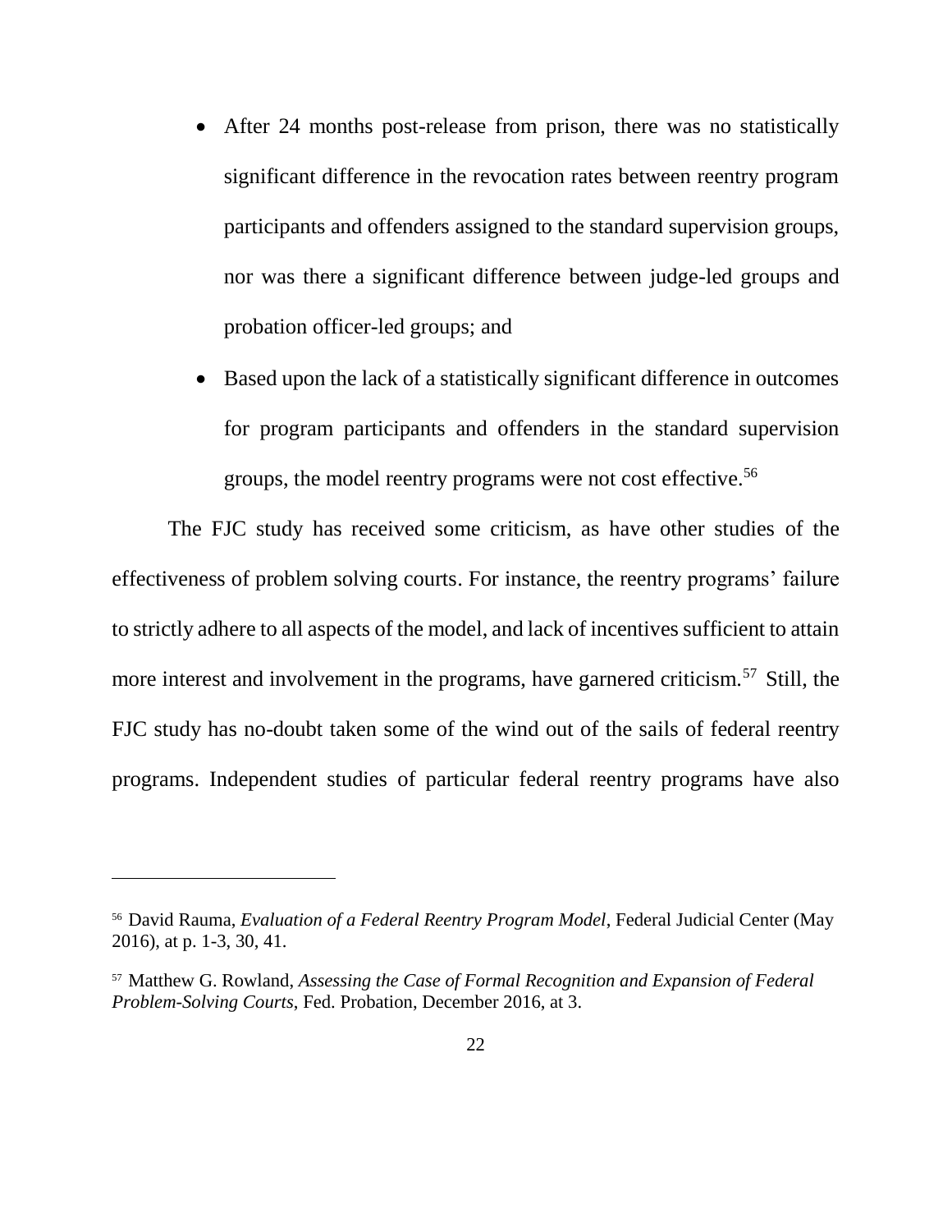- After 24 months post-release from prison, there was no statistically significant difference in the revocation rates between reentry program participants and offenders assigned to the standard supervision groups, nor was there a significant difference between judge-led groups and probation officer-led groups; and
- Based upon the lack of a statistically significant difference in outcomes for program participants and offenders in the standard supervision groups, the model reentry programs were not cost effective.[56]

The FJC study has received some criticism, as have other studies of the effectiveness of problem solving courts. For instance, the reentry programs' failure to strictly adhere to all aspects of the model, and lack of incentives sufficient to attain more interest and involvement in the programs, have garnered criticism.[57] Still, the FJC study has no-doubt taken some of the wind out of the sails of federal reentry programs. Independent studies of particular federal reentry programs have also

---

[56] David Rauma, *Evaluation of a Federal Reentry Program Model*, Federal Judicial Center (May 2016), at p. 1-3, 30, 41.

[57] Matthew G. Rowland, *Assessing the Case of Formal Recognition and Expansion of Federal Problem-Solving Courts*, Fed. Probation, December 2016, at 3.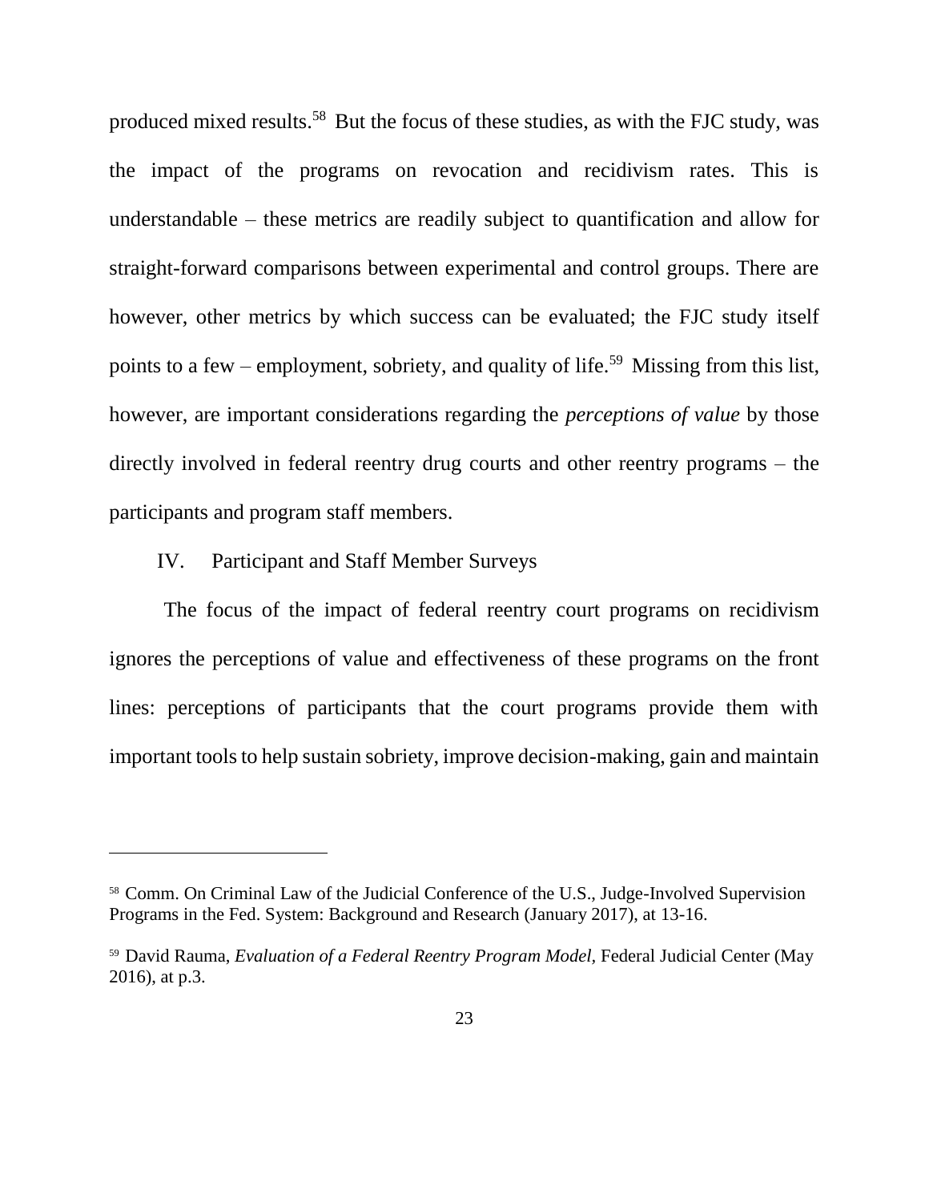produced mixed results.[58] But the focus of these studies, as with the FJC study, was the impact of the programs on revocation and recidivism rates. This is understandable – these metrics are readily subject to quantification and allow for straight-forward comparisons between experimental and control groups. There are however, other metrics by which success can be evaluated; the FJC study itself points to a few – employment, sobriety, and quality of life.[59] Missing from this list, however, are important considerations regarding the *perceptions of value* by those directly involved in federal reentry drug courts and other reentry programs – the participants and program staff members.

## IV. Participant and Staff Member Surveys

The focus of the impact of federal reentry court programs on recidivism ignores the perceptions of value and effectiveness of these programs on the front lines: perceptions of participants that the court programs provide them with important tools to help sustain sobriety, improve decision-making, gain and maintain

---

[58] Comm. On Criminal Law of the Judicial Conference of the U.S., Judge-Involved Supervision Programs in the Fed. System: Background and Research (January 2017), at 13-16.

[59] David Rauma, *Evaluation of a Federal Reentry Program Model*, Federal Judicial Center (May 2016), at p.3.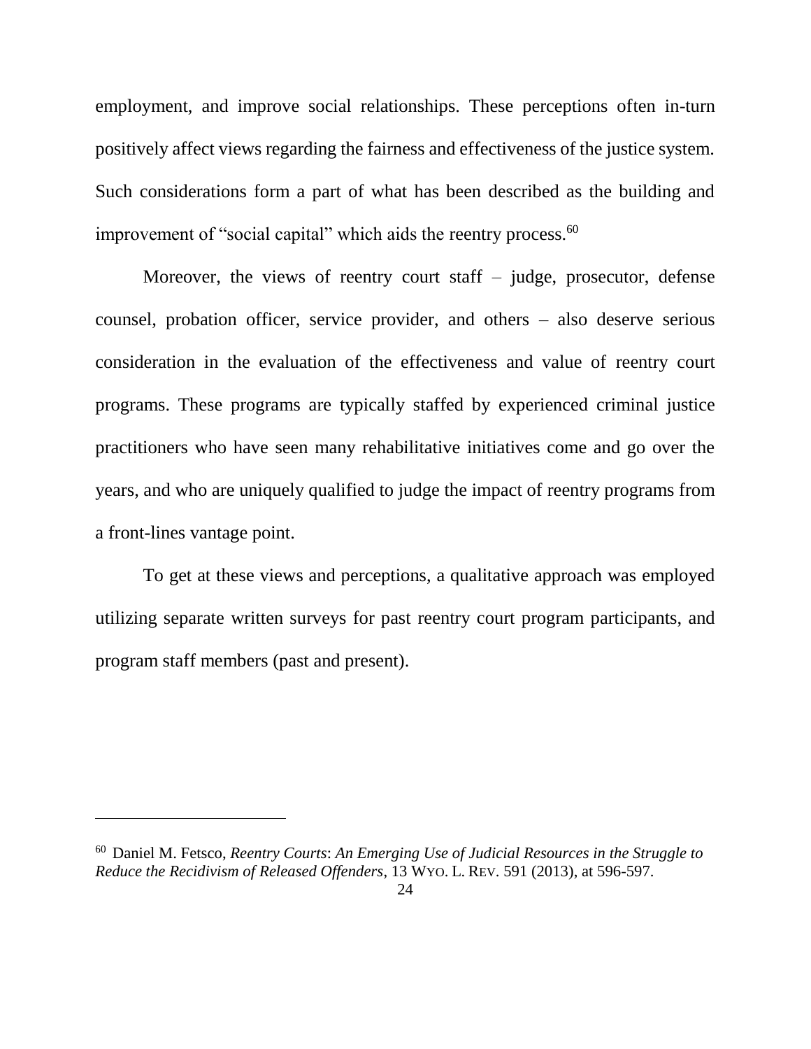employment, and improve social relationships. These perceptions often in-turn positively affect views regarding the fairness and effectiveness of the justice system. Such considerations form a part of what has been described as the building and improvement of "social capital" which aids the reentry process.[60]

Moreover, the views of reentry court staff – judge, prosecutor, defense counsel, probation officer, service provider, and others – also deserve serious consideration in the evaluation of the effectiveness and value of reentry court programs. These programs are typically staffed by experienced criminal justice practitioners who have seen many rehabilitative initiatives come and go over the years, and who are uniquely qualified to judge the impact of reentry programs from a front-lines vantage point.

To get at these views and perceptions, a qualitative approach was employed utilizing separate written surveys for past reentry court program participants, and program staff members (past and present).

---

[60] Daniel M. Fetsco, *Reentry Courts*: *An Emerging Use of Judicial Resources in the Struggle to Reduce the Recidivism of Released Offenders*, 13 WYO. L. REV. 591 (2013), at 596-597.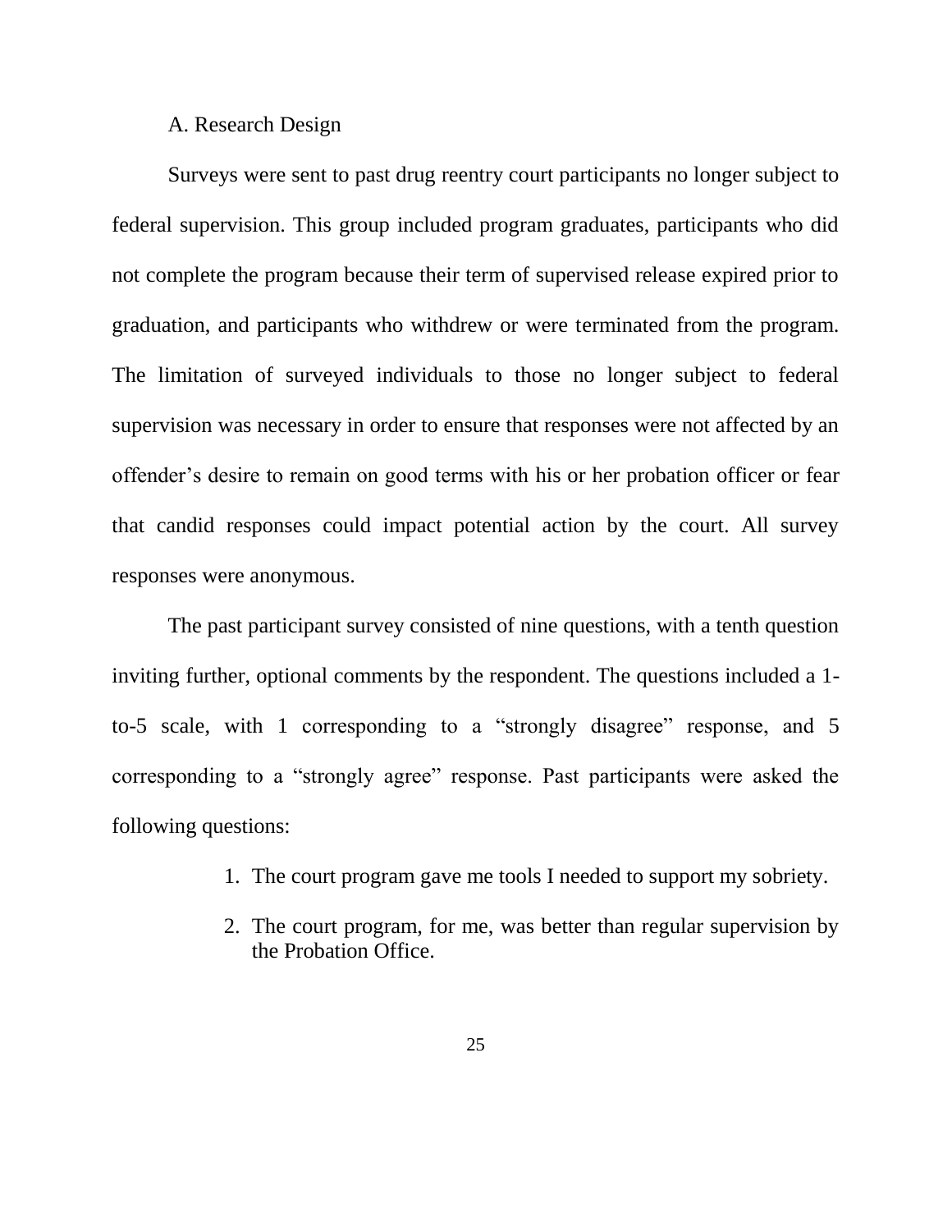## A. Research Design

Surveys were sent to past drug reentry court participants no longer subject to federal supervision. This group included program graduates, participants who did not complete the program because their term of supervised release expired prior to graduation, and participants who withdrew or were terminated from the program. The limitation of surveyed individuals to those no longer subject to federal supervision was necessary in order to ensure that responses were not affected by an offender's desire to remain on good terms with his or her probation officer or fear that candid responses could impact potential action by the court. All survey responses were anonymous.

The past participant survey consisted of nine questions, with a tenth question inviting further, optional comments by the respondent. The questions included a 1-to-5 scale, with 1 corresponding to a "strongly disagree" response, and 5 corresponding to a "strongly agree" response. Past participants were asked the following questions:

1. The court program gave me tools I needed to support my sobriety.
2. The court program, for me, was better than regular supervision by the Probation Office.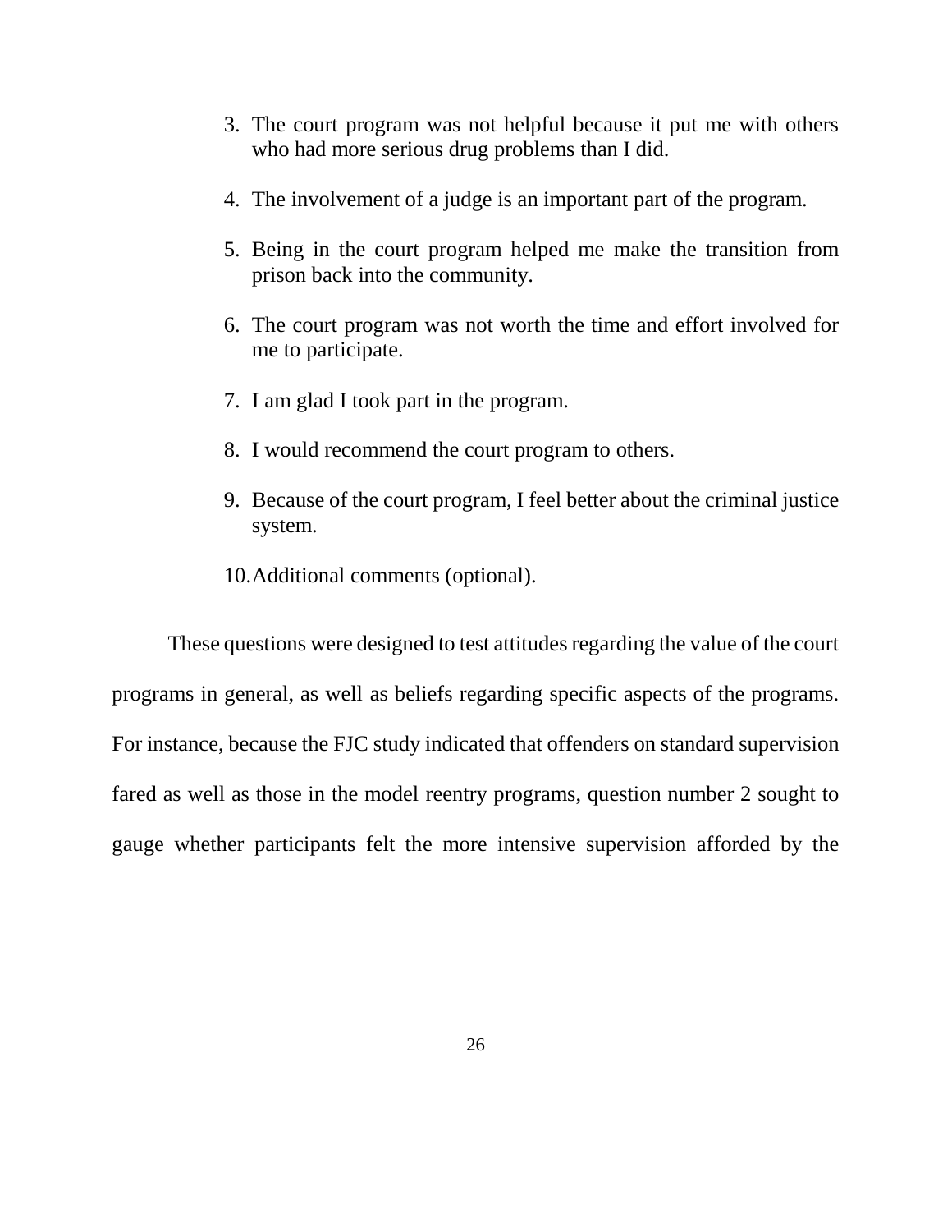3. The court program was not helpful because it put me with others who had more serious drug problems than I did.

4. The involvement of a judge is an important part of the program.

5. Being in the court program helped me make the transition from prison back into the community.

6. The court program was not worth the time and effort involved for me to participate.

7. I am glad I took part in the program.

8. I would recommend the court program to others.

9. Because of the court program, I feel better about the criminal justice system.

10. Additional comments (optional).

These questions were designed to test attitudes regarding the value of the court programs in general, as well as beliefs regarding specific aspects of the programs. For instance, because the FJC study indicated that offenders on standard supervision fared as well as those in the model reentry programs, question number 2 sought to gauge whether participants felt the more intensive supervision afforded by the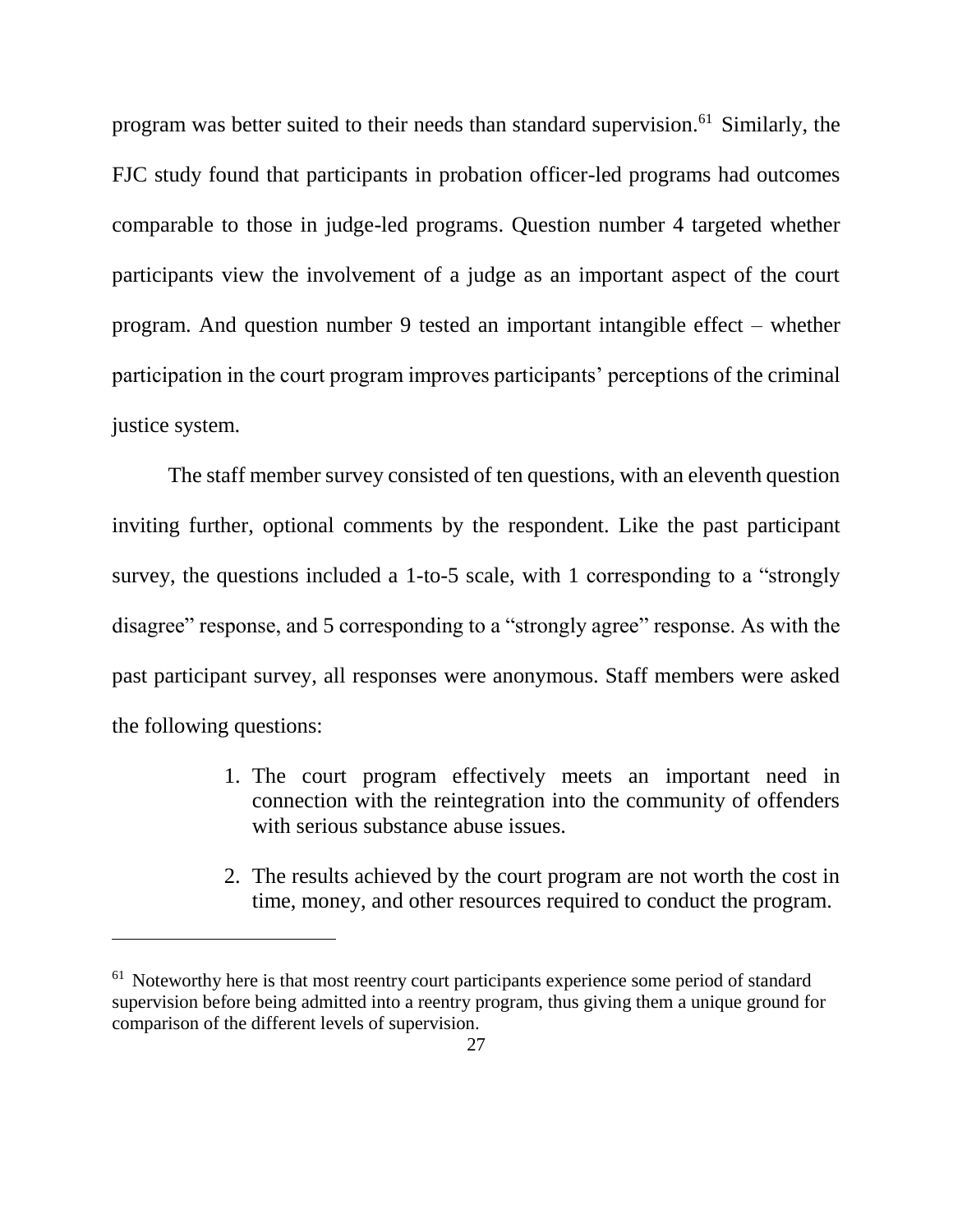program was better suited to their needs than standard supervision.[61] Similarly, the FJC study found that participants in probation officer-led programs had outcomes comparable to those in judge-led programs. Question number 4 targeted whether participants view the involvement of a judge as an important aspect of the court program. And question number 9 tested an important intangible effect – whether participation in the court program improves participants' perceptions of the criminal justice system.

The staff member survey consisted of ten questions, with an eleventh question inviting further, optional comments by the respondent. Like the past participant survey, the questions included a 1-to-5 scale, with 1 corresponding to a "strongly disagree" response, and 5 corresponding to a "strongly agree" response. As with the past participant survey, all responses were anonymous. Staff members were asked the following questions:

1. The court program effectively meets an important need in connection with the reintegration into the community of offenders with serious substance abuse issues.

2. The results achieved by the court program are not worth the cost in time, money, and other resources required to conduct the program.

---

[61] Noteworthy here is that most reentry court participants experience some period of standard supervision before being admitted into a reentry program, thus giving them a unique ground for comparison of the different levels of supervision.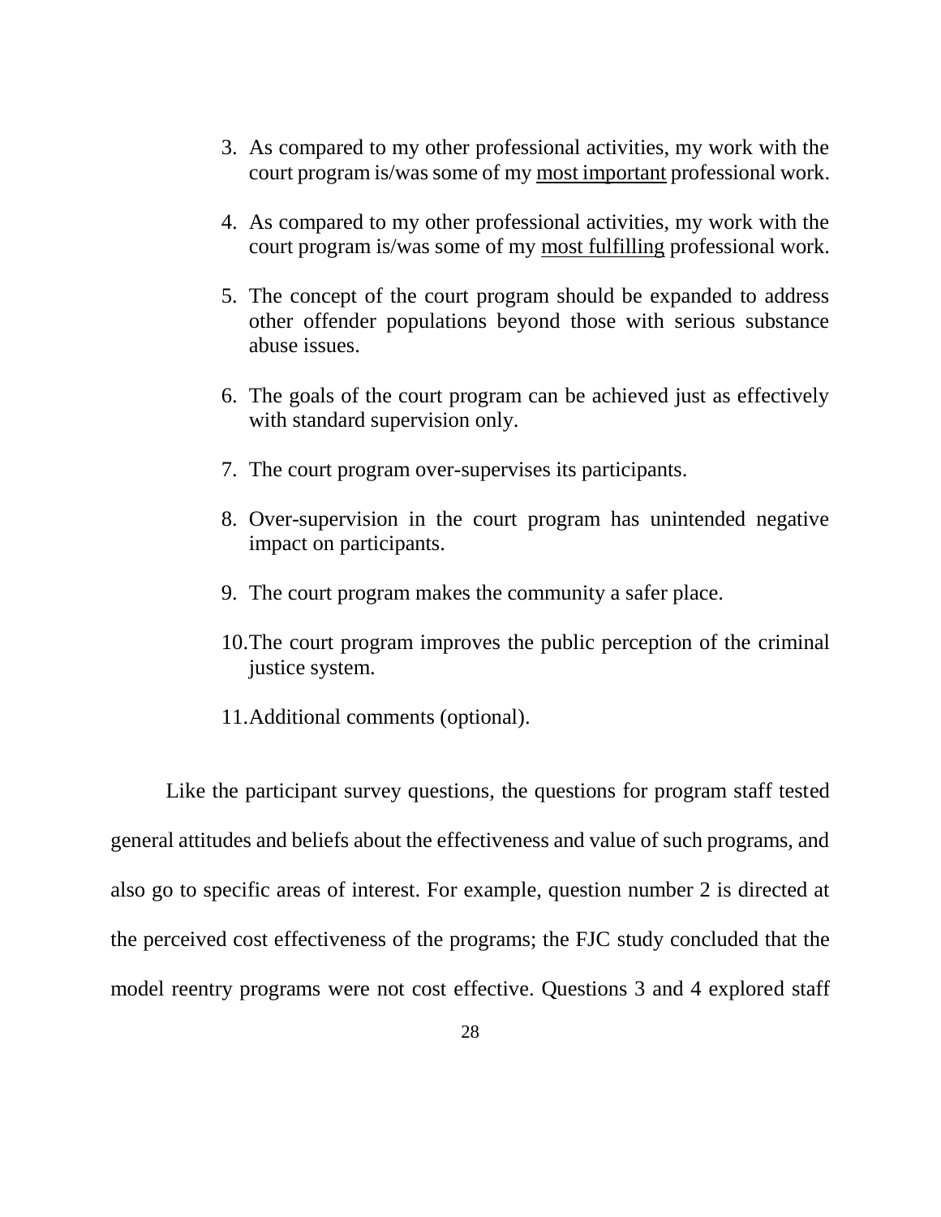3. As compared to my other professional activities, my work with the court program is/was some of my <u>most important</u> professional work.

4. As compared to my other professional activities, my work with the court program is/was some of my <u>most fulfilling</u> professional work.

5. The concept of the court program should be expanded to address other offender populations beyond those with serious substance abuse issues.

6. The goals of the court program can be achieved just as effectively with standard supervision only.

7. The court program over-supervises its participants.

8. Over-supervision in the court program has unintended negative impact on participants.

9. The court program makes the community a safer place.

10. The court program improves the public perception of the criminal justice system.

11. Additional comments (optional).

Like the participant survey questions, the questions for program staff tested general attitudes and beliefs about the effectiveness and value of such programs, and also go to specific areas of interest. For example, question number 2 is directed at the perceived cost effectiveness of the programs; the FJC study concluded that the model reentry programs were not cost effective. Questions 3 and 4 explored staff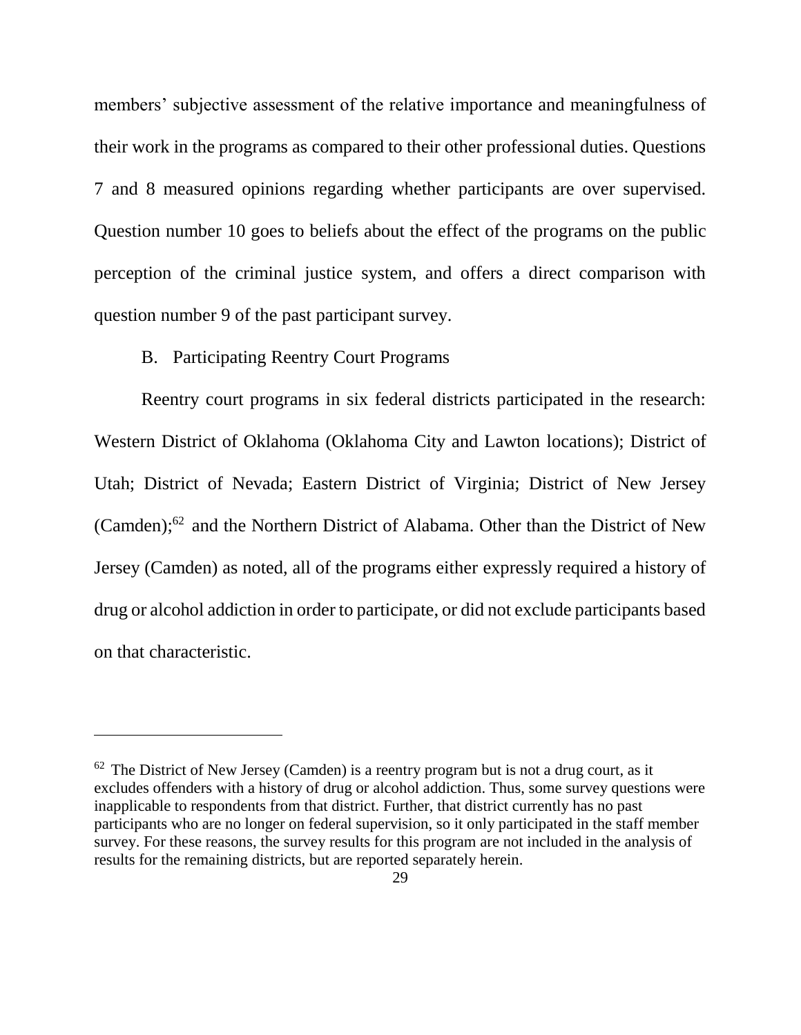members' subjective assessment of the relative importance and meaningfulness of their work in the programs as compared to their other professional duties. Questions 7 and 8 measured opinions regarding whether participants are over supervised. Question number 10 goes to beliefs about the effect of the programs on the public perception of the criminal justice system, and offers a direct comparison with question number 9 of the past participant survey.

### B. Participating Reentry Court Programs

Reentry court programs in six federal districts participated in the research: Western District of Oklahoma (Oklahoma City and Lawton locations); District of Utah; District of Nevada; Eastern District of Virginia; District of New Jersey (Camden);[62] and the Northern District of Alabama. Other than the District of New Jersey (Camden) as noted, all of the programs either expressly required a history of drug or alcohol addiction in order to participate, or did not exclude participants based on that characteristic.

---

[62] The District of New Jersey (Camden) is a reentry program but is not a drug court, as it excludes offenders with a history of drug or alcohol addiction. Thus, some survey questions were inapplicable to respondents from that district. Further, that district currently has no past participants who are no longer on federal supervision, so it only participated in the staff member survey. For these reasons, the survey results for this program are not included in the analysis of results for the remaining districts, but are reported separately herein.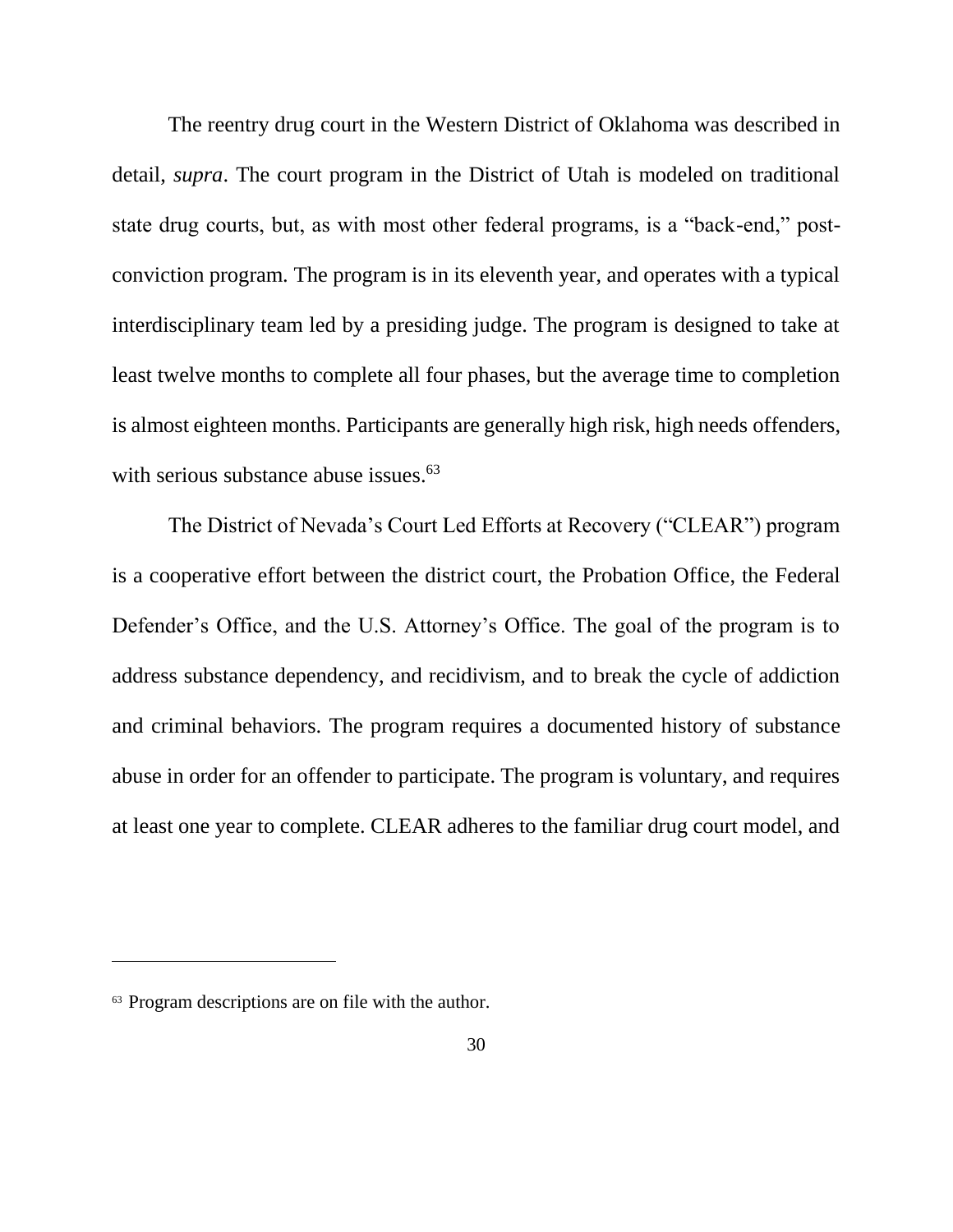The reentry drug court in the Western District of Oklahoma was described in detail, *supra*. The court program in the District of Utah is modeled on traditional state drug courts, but, as with most other federal programs, is a "back-end," post-conviction program. The program is in its eleventh year, and operates with a typical interdisciplinary team led by a presiding judge. The program is designed to take at least twelve months to complete all four phases, but the average time to completion is almost eighteen months. Participants are generally high risk, high needs offenders, with serious substance abuse issues.[63]

The District of Nevada's Court Led Efforts at Recovery ("CLEAR") program is a cooperative effort between the district court, the Probation Office, the Federal Defender's Office, and the U.S. Attorney's Office. The goal of the program is to address substance dependency, and recidivism, and to break the cycle of addiction and criminal behaviors. The program requires a documented history of substance abuse in order for an offender to participate. The program is voluntary, and requires at least one year to complete. CLEAR adheres to the familiar drug court model, and

---

[63] Program descriptions are on file with the author.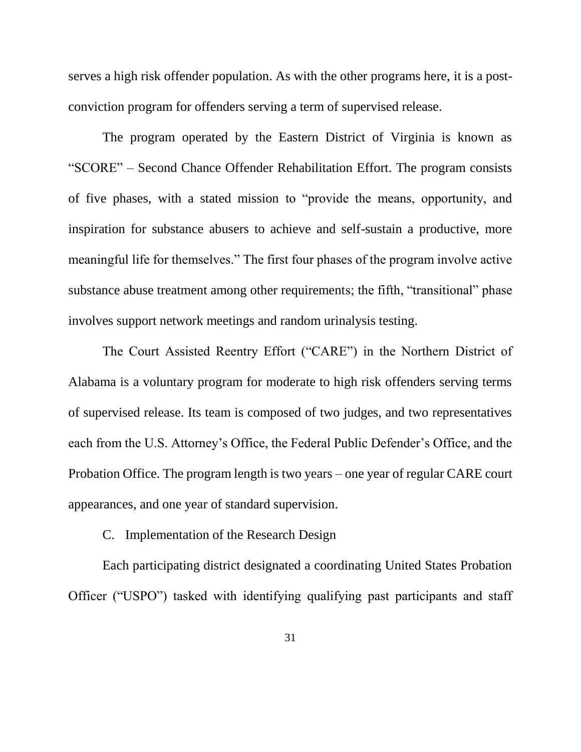serves a high risk offender population. As with the other programs here, it is a post-conviction program for offenders serving a term of supervised release.

The program operated by the Eastern District of Virginia is known as "SCORE" – Second Chance Offender Rehabilitation Effort. The program consists of five phases, with a stated mission to "provide the means, opportunity, and inspiration for substance abusers to achieve and self-sustain a productive, more meaningful life for themselves." The first four phases of the program involve active substance abuse treatment among other requirements; the fifth, "transitional" phase involves support network meetings and random urinalysis testing.

The Court Assisted Reentry Effort ("CARE") in the Northern District of Alabama is a voluntary program for moderate to high risk offenders serving terms of supervised release. Its team is composed of two judges, and two representatives each from the U.S. Attorney's Office, the Federal Public Defender's Office, and the Probation Office. The program length is two years – one year of regular CARE court appearances, and one year of standard supervision.

### C. Implementation of the Research Design

Each participating district designated a coordinating United States Probation Officer ("USPO") tasked with identifying qualifying past participants and staff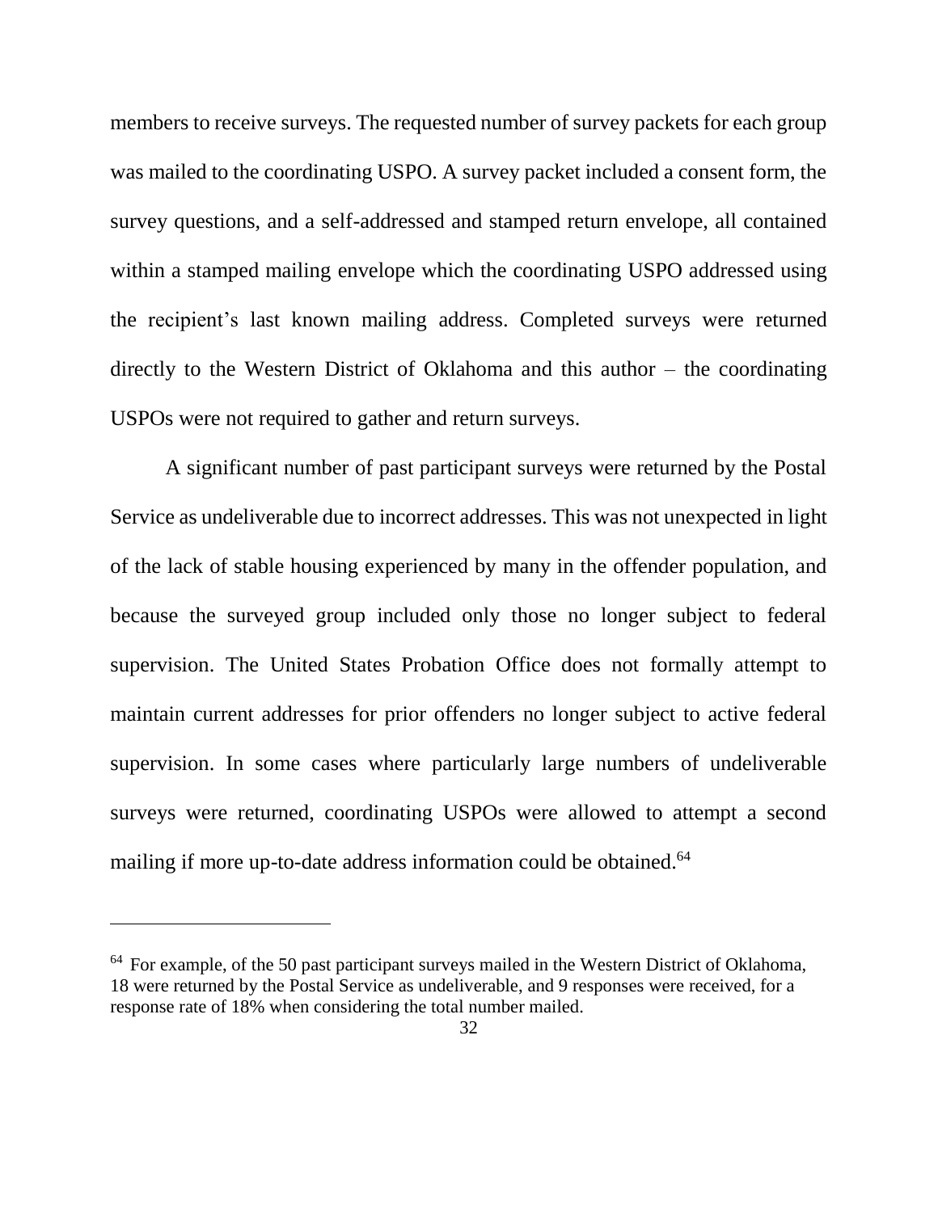members to receive surveys. The requested number of survey packets for each group was mailed to the coordinating USPO. A survey packet included a consent form, the survey questions, and a self-addressed and stamped return envelope, all contained within a stamped mailing envelope which the coordinating USPO addressed using the recipient's last known mailing address. Completed surveys were returned directly to the Western District of Oklahoma and this author – the coordinating USPOs were not required to gather and return surveys.

A significant number of past participant surveys were returned by the Postal Service as undeliverable due to incorrect addresses. This was not unexpected in light of the lack of stable housing experienced by many in the offender population, and because the surveyed group included only those no longer subject to federal supervision. The United States Probation Office does not formally attempt to maintain current addresses for prior offenders no longer subject to active federal supervision. In some cases where particularly large numbers of undeliverable surveys were returned, coordinating USPOs were allowed to attempt a second mailing if more up-to-date address information could be obtained.[64]

---

[64] For example, of the 50 past participant surveys mailed in the Western District of Oklahoma, 18 were returned by the Postal Service as undeliverable, and 9 responses were received, for a response rate of 18% when considering the total number mailed.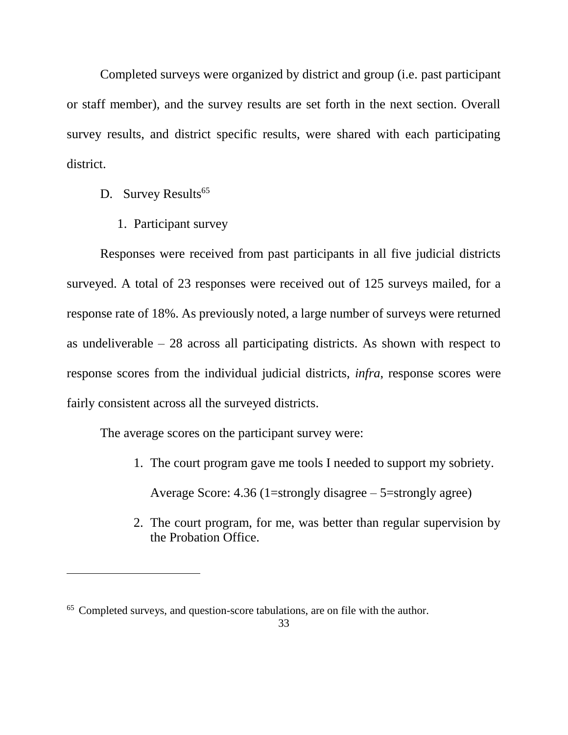Completed surveys were organized by district and group (i.e. past participant or staff member), and the survey results are set forth in the next section. Overall survey results, and district specific results, were shared with each participating district.

## D. Survey Results[65]

### 1. Participant survey

Responses were received from past participants in all five judicial districts surveyed. A total of 23 responses were received out of 125 surveys mailed, for a response rate of 18%. As previously noted, a large number of surveys were returned as undeliverable – 28 across all participating districts. As shown with respect to response scores from the individual judicial districts, *infra*, response scores were fairly consistent across all the surveyed districts.

The average scores on the participant survey were:

1. The court program gave me tools I needed to support my sobriety.

   Average Score: 4.36 (1=strongly disagree – 5=strongly agree)

2. The court program, for me, was better than regular supervision by the Probation Office.

---

[65] Completed surveys, and question-score tabulations, are on file with the author.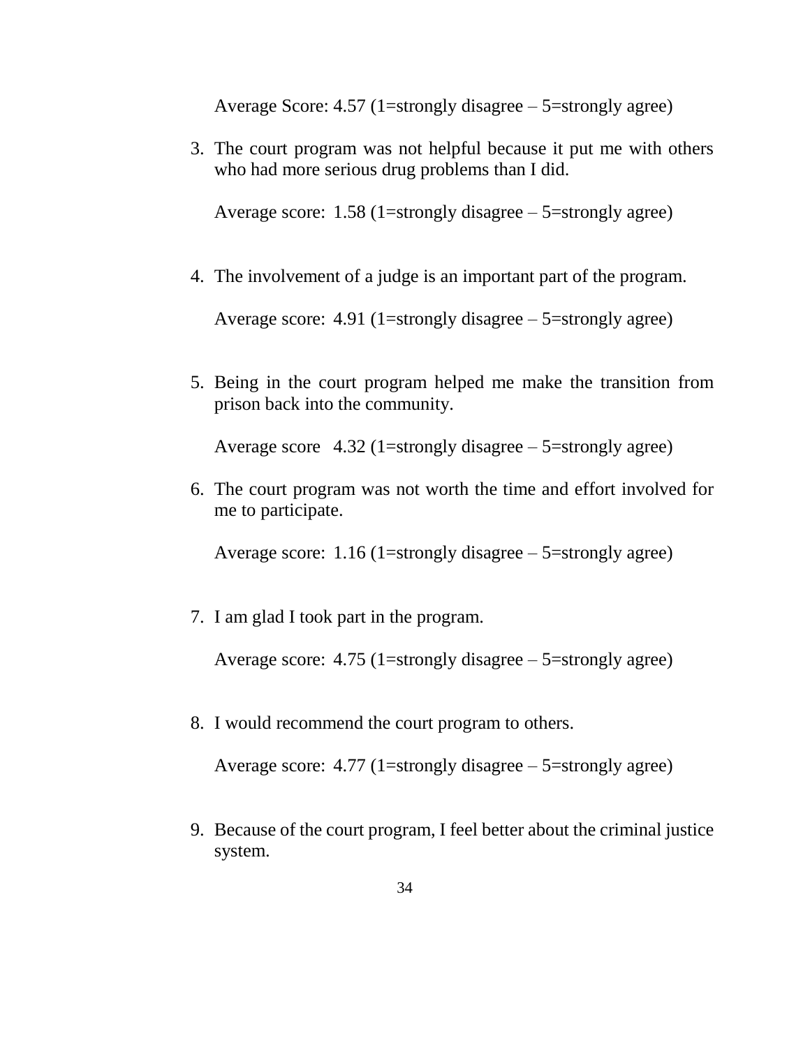Average Score: 4.57 (1=strongly disagree – 5=strongly agree)

3. The court program was not helpful because it put me with others who had more serious drug problems than I did.

   Average score: 1.58 (1=strongly disagree – 5=strongly agree)

4. The involvement of a judge is an important part of the program.

   Average score: 4.91 (1=strongly disagree – 5=strongly agree)

5. Being in the court program helped me make the transition from prison back into the community.

   Average score 4.32 (1=strongly disagree – 5=strongly agree)

6. The court program was not worth the time and effort involved for me to participate.

   Average score: 1.16 (1=strongly disagree – 5=strongly agree)

7. I am glad I took part in the program.

   Average score: 4.75 (1=strongly disagree – 5=strongly agree)

8. I would recommend the court program to others.

   Average score: 4.77 (1=strongly disagree – 5=strongly agree)

9. Because of the court program, I feel better about the criminal justice system.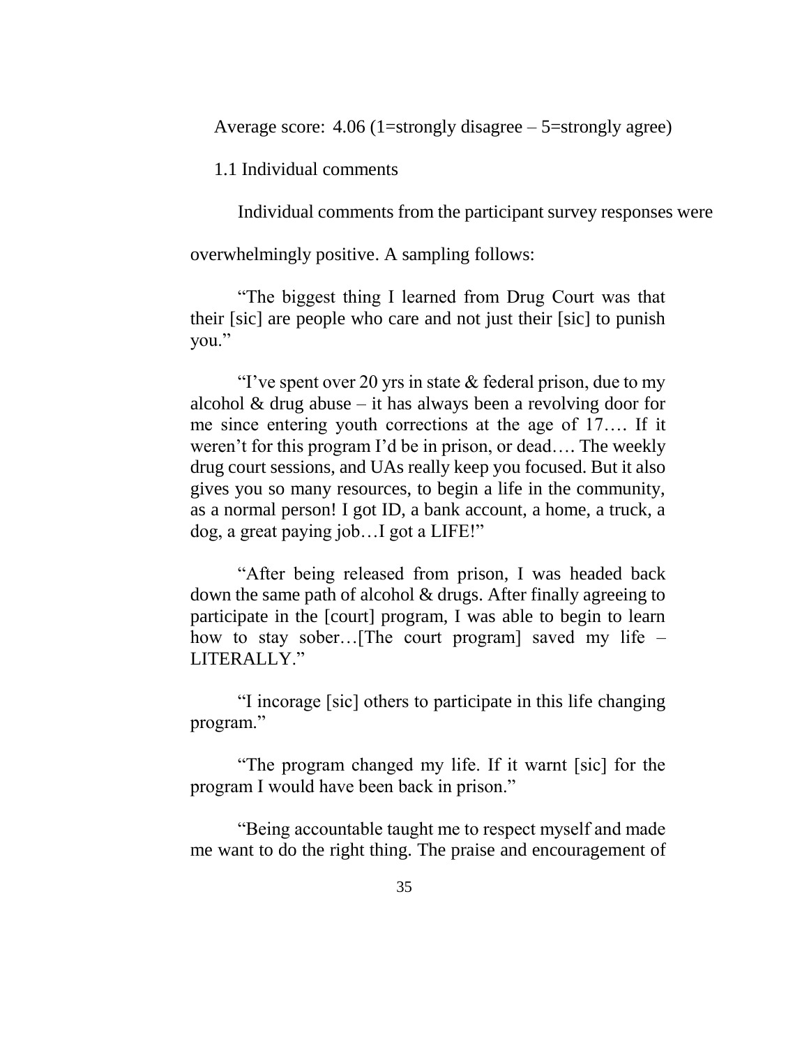Average score: 4.06 (1=strongly disagree – 5=strongly agree)

1.1 Individual comments

Individual comments from the participant survey responses were overwhelmingly positive. A sampling follows:

> "The biggest thing I learned from Drug Court was that their [sic] are people who care and not just their [sic] to punish you."

> "I've spent over 20 yrs in state & federal prison, due to my alcohol & drug abuse – it has always been a revolving door for me since entering youth corrections at the age of 17…. If it weren't for this program I'd be in prison, or dead…. The weekly drug court sessions, and UAs really keep you focused. But it also gives you so many resources, to begin a life in the community, as a normal person! I got ID, a bank account, a home, a truck, a dog, a great paying job…I got a LIFE!"

> "After being released from prison, I was headed back down the same path of alcohol & drugs. After finally agreeing to participate in the [court] program, I was able to begin to learn how to stay sober…[The court program] saved my life – LITERALLY."

> "I incorage [sic] others to participate in this life changing program."

> "The program changed my life. If it warnt [sic] for the program I would have been back in prison."

> "Being accountable taught me to respect myself and made me want to do the right thing. The praise and encouragement of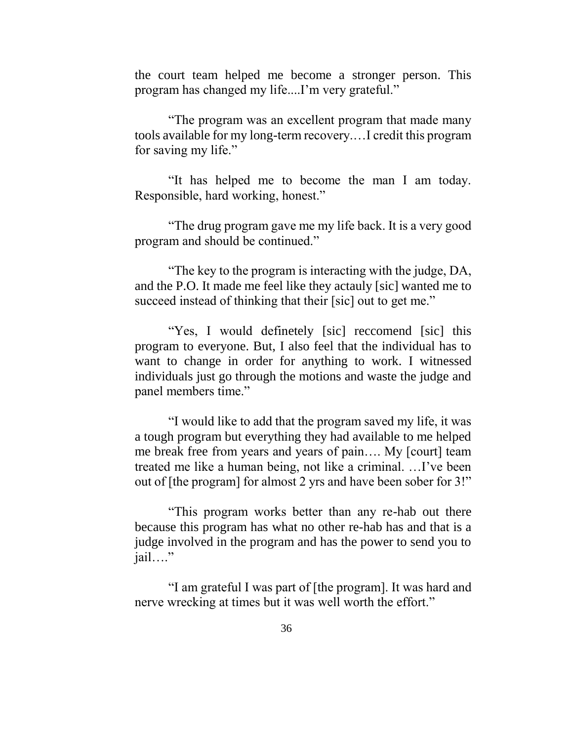the court team helped me become a stronger person. This program has changed my life....I'm very grateful."

"The program was an excellent program that made many tools available for my long-term recovery.…I credit this program for saving my life."

"It has helped me to become the man I am today. Responsible, hard working, honest."

"The drug program gave me my life back. It is a very good program and should be continued."

"The key to the program is interacting with the judge, DA, and the P.O. It made me feel like they actauly [sic] wanted me to succeed instead of thinking that their [sic] out to get me."

"Yes, I would definetely [sic] reccomend [sic] this program to everyone. But, I also feel that the individual has to want to change in order for anything to work. I witnessed individuals just go through the motions and waste the judge and panel members time."

"I would like to add that the program saved my life, it was a tough program but everything they had available to me helped me break free from years and years of pain…. My [court] team treated me like a human being, not like a criminal. …I've been out of [the program] for almost 2 yrs and have been sober for 3!"

"This program works better than any re-hab out there because this program has what no other re-hab has and that is a judge involved in the program and has the power to send you to jail…."

"I am grateful I was part of [the program]. It was hard and nerve wrecking at times but it was well worth the effort."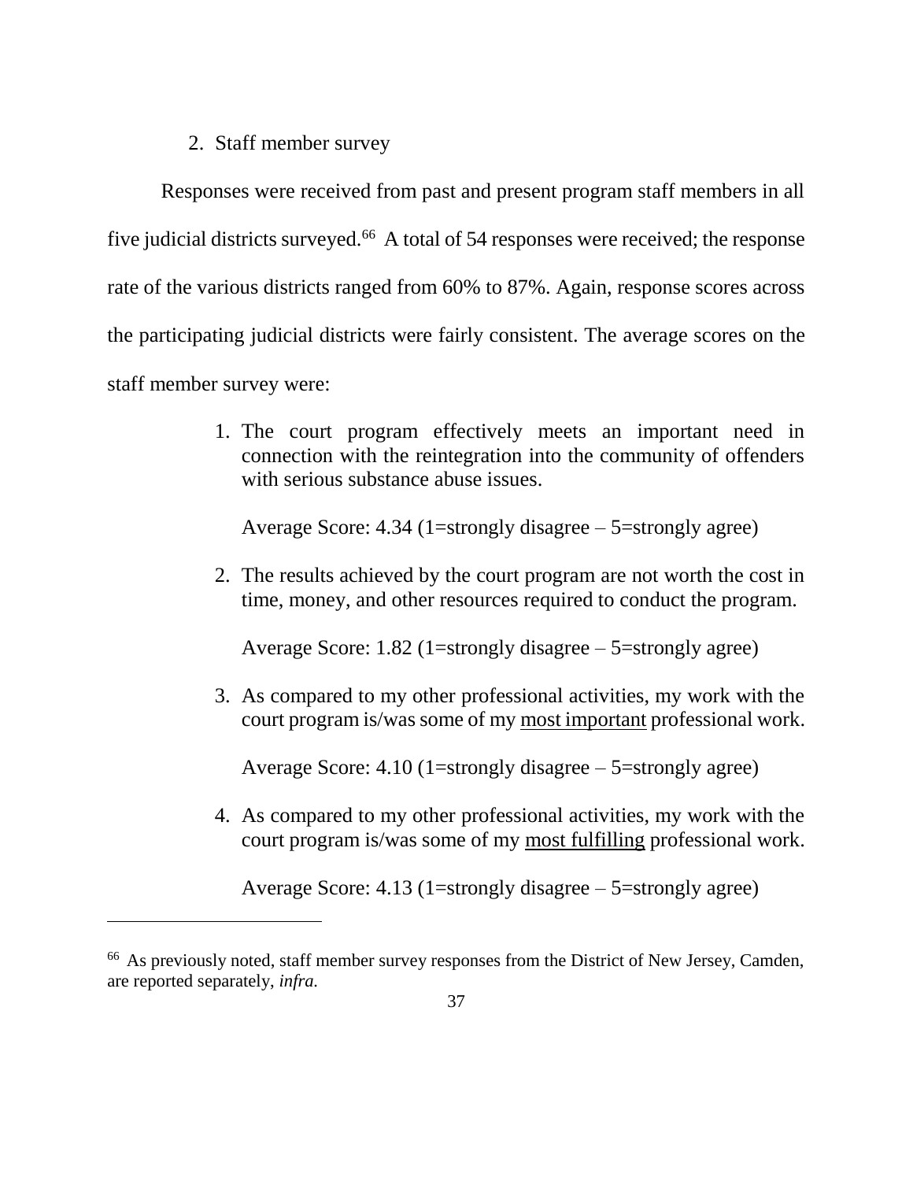2. Staff member survey

Responses were received from past and present program staff members in all five judicial districts surveyed.[66] A total of 54 responses were received; the response rate of the various districts ranged from 60% to 87%. Again, response scores across the participating judicial districts were fairly consistent. The average scores on the staff member survey were:

1. The court program effectively meets an important need in connection with the reintegration into the community of offenders with serious substance abuse issues.

   Average Score: 4.34 (1=strongly disagree – 5=strongly agree)

2. The results achieved by the court program are not worth the cost in time, money, and other resources required to conduct the program.

   Average Score: 1.82 (1=strongly disagree – 5=strongly agree)

3. As compared to my other professional activities, my work with the court program is/was some of my <u>most important</u> professional work.

   Average Score: 4.10 (1=strongly disagree – 5=strongly agree)

4. As compared to my other professional activities, my work with the court program is/was some of my <u>most fulfilling</u> professional work.

   Average Score: 4.13 (1=strongly disagree – 5=strongly agree)

---

[66] As previously noted, staff member survey responses from the District of New Jersey, Camden, are reported separately, *infra.*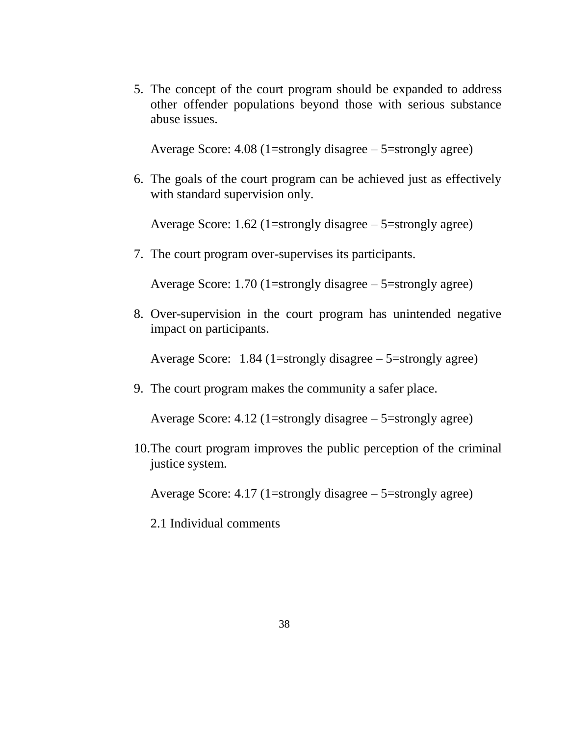5. The concept of the court program should be expanded to address other offender populations beyond those with serious substance abuse issues.

   Average Score: 4.08 (1=strongly disagree – 5=strongly agree)

6. The goals of the court program can be achieved just as effectively with standard supervision only.

   Average Score: 1.62 (1=strongly disagree – 5=strongly agree)

7. The court program over-supervises its participants.

   Average Score: 1.70 (1=strongly disagree – 5=strongly agree)

8. Over-supervision in the court program has unintended negative impact on participants.

   Average Score: 1.84 (1=strongly disagree – 5=strongly agree)

9. The court program makes the community a safer place.

   Average Score: 4.12 (1=strongly disagree – 5=strongly agree)

10. The court program improves the public perception of the criminal justice system.

    Average Score: 4.17 (1=strongly disagree – 5=strongly agree)

    2.1 Individual comments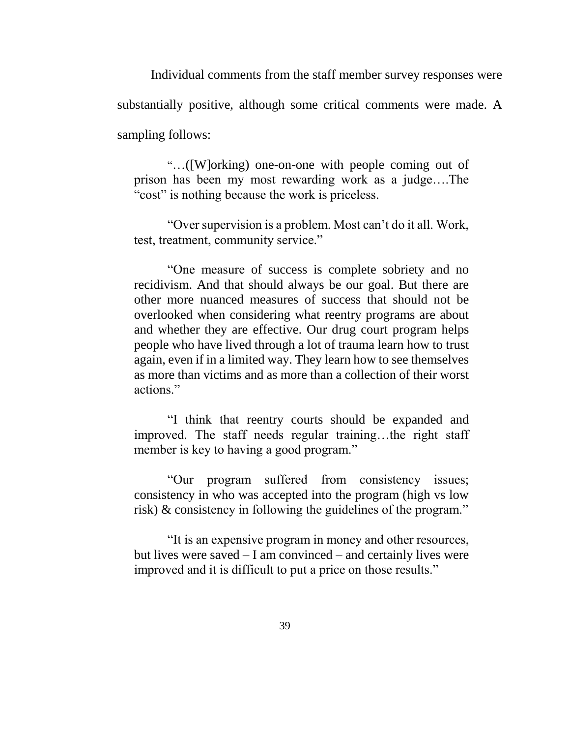Individual comments from the staff member survey responses were substantially positive, although some critical comments were made. A sampling follows:

> "…([W]orking) one-on-one with people coming out of prison has been my most rewarding work as a judge….The "cost" is nothing because the work is priceless.
>
> "Over supervision is a problem. Most can't do it all. Work, test, treatment, community service."
>
> "One measure of success is complete sobriety and no recidivism. And that should always be our goal. But there are other more nuanced measures of success that should not be overlooked when considering what reentry programs are about and whether they are effective. Our drug court program helps people who have lived through a lot of trauma learn how to trust again, even if in a limited way. They learn how to see themselves as more than victims and as more than a collection of their worst actions."
>
> "I think that reentry courts should be expanded and improved. The staff needs regular training…the right staff member is key to having a good program."
>
> "Our program suffered from consistency issues; consistency in who was accepted into the program (high vs low risk) & consistency in following the guidelines of the program."
>
> "It is an expensive program in money and other resources, but lives were saved – I am convinced – and certainly lives were improved and it is difficult to put a price on those results."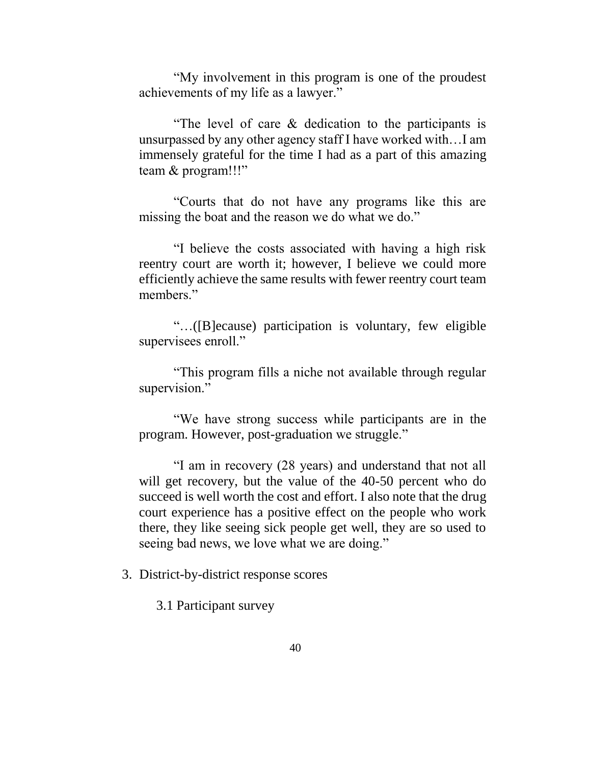"My involvement in this program is one of the proudest achievements of my life as a lawyer."

"The level of care & dedication to the participants is unsurpassed by any other agency staff I have worked with…I am immensely grateful for the time I had as a part of this amazing team & program!!!"

"Courts that do not have any programs like this are missing the boat and the reason we do what we do."

"I believe the costs associated with having a high risk reentry court are worth it; however, I believe we could more efficiently achieve the same results with fewer reentry court team members."

"…([B]ecause) participation is voluntary, few eligible supervisees enroll."

"This program fills a niche not available through regular supervision."

"We have strong success while participants are in the program. However, post-graduation we struggle."

"I am in recovery (28 years) and understand that not all will get recovery, but the value of the 40-50 percent who do succeed is well worth the cost and effort. I also note that the drug court experience has a positive effect on the people who work there, they like seeing sick people get well, they are so used to seeing bad news, we love what we are doing."

3. District-by-district response scores

3.1 Participant survey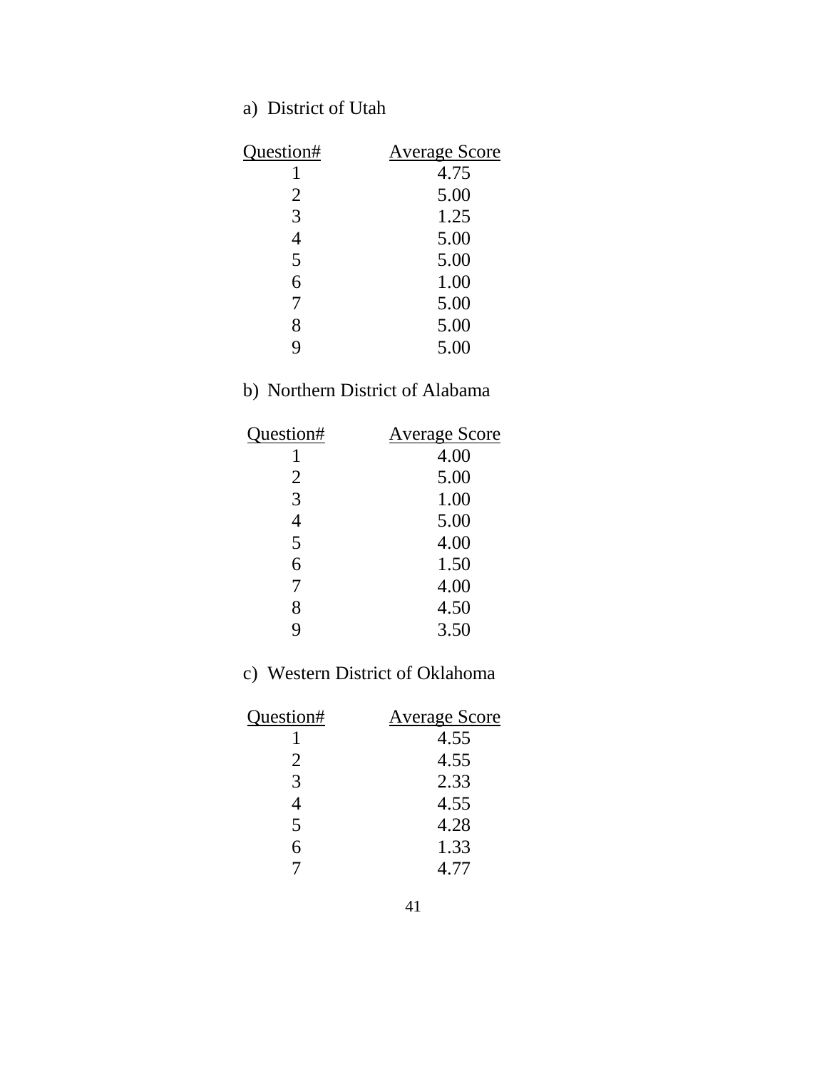a) District of Utah

| Question# | Average Score |
|---|---|
| 1 | 4.75 |
| 2 | 5.00 |
| 3 | 1.25 |
| 4 | 5.00 |
| 5 | 5.00 |
| 6 | 1.00 |
| 7 | 5.00 |
| 8 | 5.00 |
| 9 | 5.00 |

b) Northern District of Alabama

| Question# | Average Score |
|---|---|
| 1 | 4.00 |
| 2 | 5.00 |
| 3 | 1.00 |
| 4 | 5.00 |
| 5 | 4.00 |
| 6 | 1.50 |
| 7 | 4.00 |
| 8 | 4.50 |
| 9 | 3.50 |

c) Western District of Oklahoma

| Question# | Average Score |
|---|---|
| 1 | 4.55 |
| 2 | 4.55 |
| 3 | 2.33 |
| 4 | 4.55 |
| 5 | 4.28 |
| 6 | 1.33 |
| 7 | 4.77 |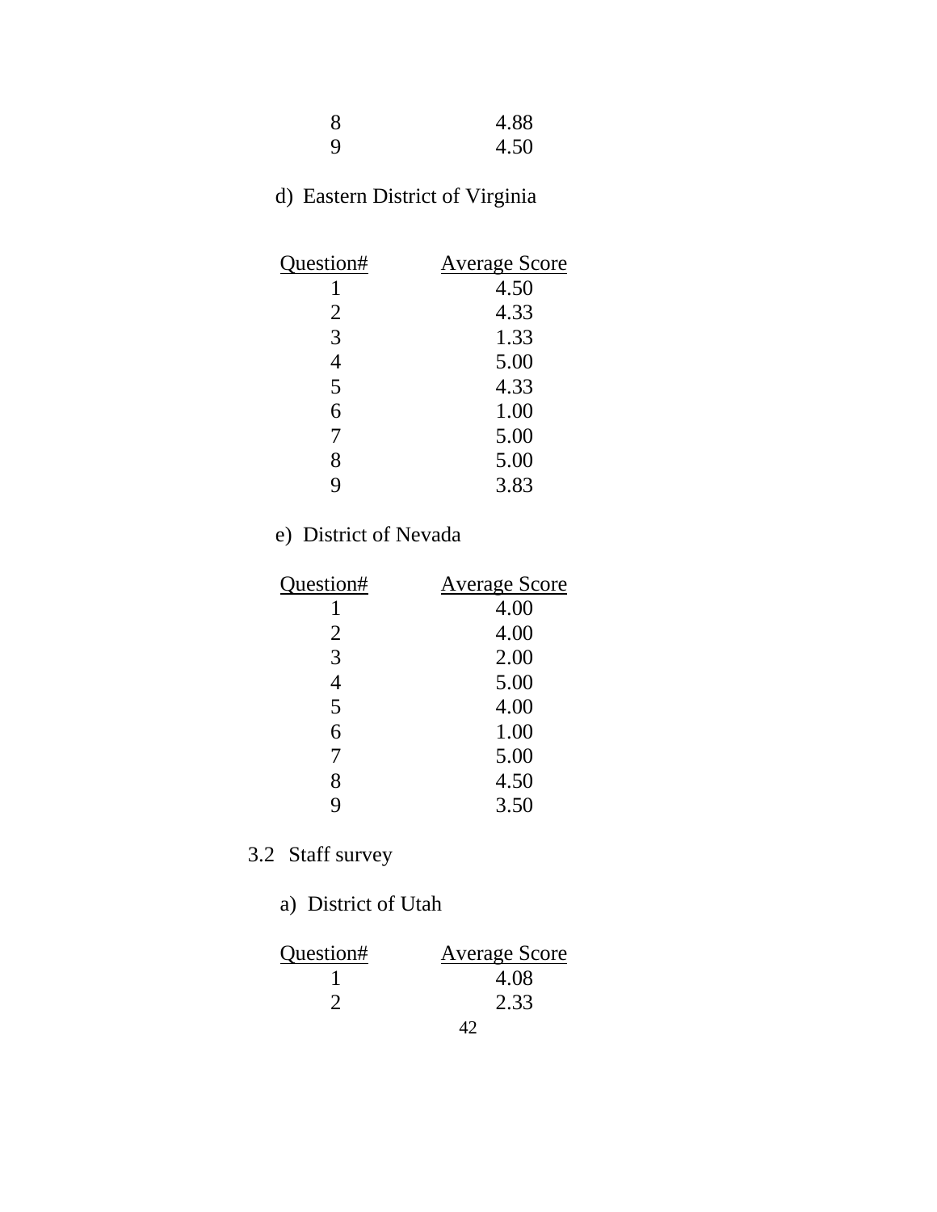| Question# | Average Score |
|---|---|
| 8 | 4.88 |
| 9 | 4.50 |

d) Eastern District of Virginia

| Question# | Average Score |
|---|---|
| 1 | 4.50 |
| 2 | 4.33 |
| 3 | 1.33 |
| 4 | 5.00 |
| 5 | 4.33 |
| 6 | 1.00 |
| 7 | 5.00 |
| 8 | 5.00 |
| 9 | 3.83 |

e) District of Nevada

| Question# | Average Score |
|---|---|
| 1 | 4.00 |
| 2 | 4.00 |
| 3 | 2.00 |
| 4 | 5.00 |
| 5 | 4.00 |
| 6 | 1.00 |
| 7 | 5.00 |
| 8 | 4.50 |
| 9 | 3.50 |

## 3.2 Staff survey

a) District of Utah

| Question# | Average Score |
|---|---|
| 1 | 4.08 |
| 2 | 2.33 |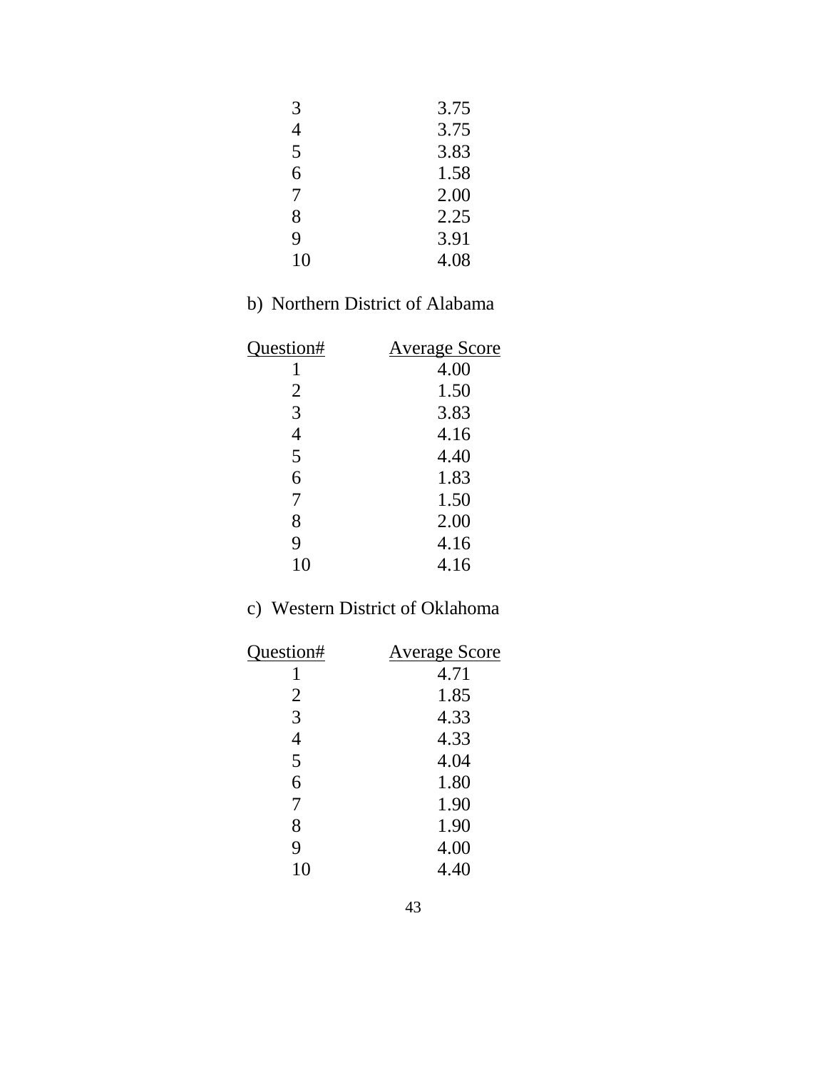| | |
|---|---|
| 3 | 3.75 |
| 4 | 3.75 |
| 5 | 3.83 |
| 6 | 1.58 |
| 7 | 2.00 |
| 8 | 2.25 |
| 9 | 3.91 |
| 10 | 4.08 |

b) Northern District of Alabama

| Question# | Average Score |
|---|---|
| 1 | 4.00 |
| 2 | 1.50 |
| 3 | 3.83 |
| 4 | 4.16 |
| 5 | 4.40 |
| 6 | 1.83 |
| 7 | 1.50 |
| 8 | 2.00 |
| 9 | 4.16 |
| 10 | 4.16 |

c) Western District of Oklahoma

| Question# | Average Score |
|---|---|
| 1 | 4.71 |
| 2 | 1.85 |
| 3 | 4.33 |
| 4 | 4.33 |
| 5 | 4.04 |
| 6 | 1.80 |
| 7 | 1.90 |
| 8 | 1.90 |
| 9 | 4.00 |
| 10 | 4.40 |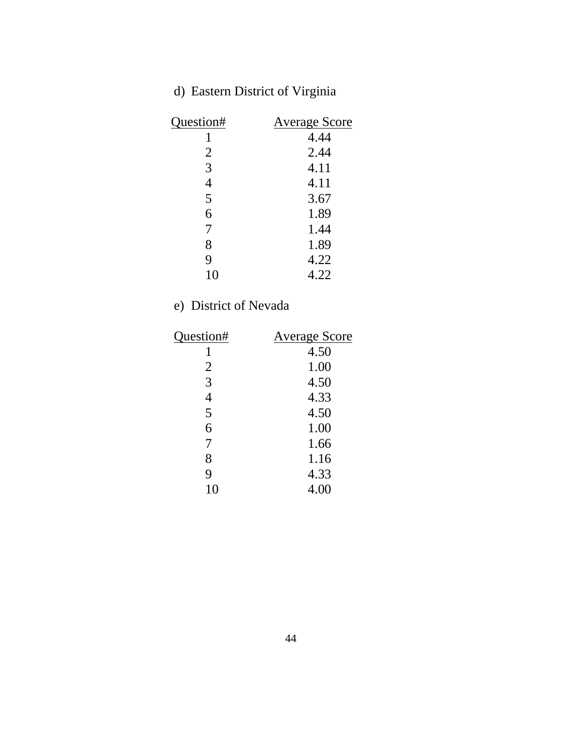d) Eastern District of Virginia

| Question# | Average Score |
|---|---|
| 1 | 4.44 |
| 2 | 2.44 |
| 3 | 4.11 |
| 4 | 4.11 |
| 5 | 3.67 |
| 6 | 1.89 |
| 7 | 1.44 |
| 8 | 1.89 |
| 9 | 4.22 |
| 10 | 4.22 |

e) District of Nevada

| Question# | Average Score |
|---|---|
| 1 | 4.50 |
| 2 | 1.00 |
| 3 | 4.50 |
| 4 | 4.33 |
| 5 | 4.50 |
| 6 | 1.00 |
| 7 | 1.66 |
| 8 | 1.16 |
| 9 | 4.33 |
| 10 | 4.00 |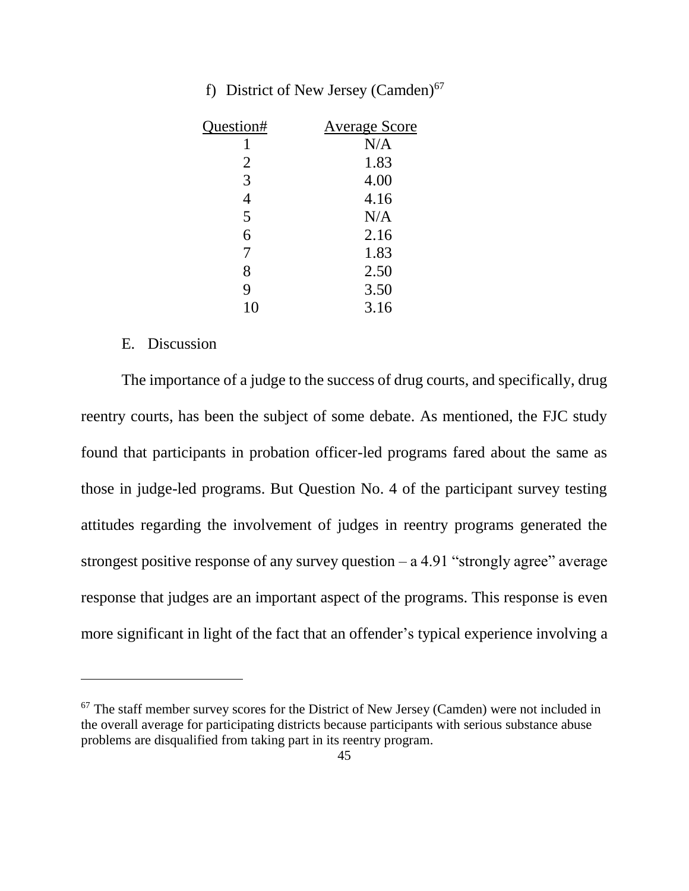f) District of New Jersey (Camden)[67]

| Question# | Average Score |
|---|---|
| 1 | N/A |
| 2 | 1.83 |
| 3 | 4.00 |
| 4 | 4.16 |
| 5 | N/A |
| 6 | 2.16 |
| 7 | 1.83 |
| 8 | 2.50 |
| 9 | 3.50 |
| 10 | 3.16 |

E. Discussion

The importance of a judge to the success of drug courts, and specifically, drug reentry courts, has been the subject of some debate. As mentioned, the FJC study found that participants in probation officer-led programs fared about the same as those in judge-led programs. But Question No. 4 of the participant survey testing attitudes regarding the involvement of judges in reentry programs generated the strongest positive response of any survey question – a 4.91 "strongly agree" average response that judges are an important aspect of the programs. This response is even more significant in light of the fact that an offender's typical experience involving a

[67] The staff member survey scores for the District of New Jersey (Camden) were not included in the overall average for participating districts because participants with serious substance abuse problems are disqualified from taking part in its reentry program.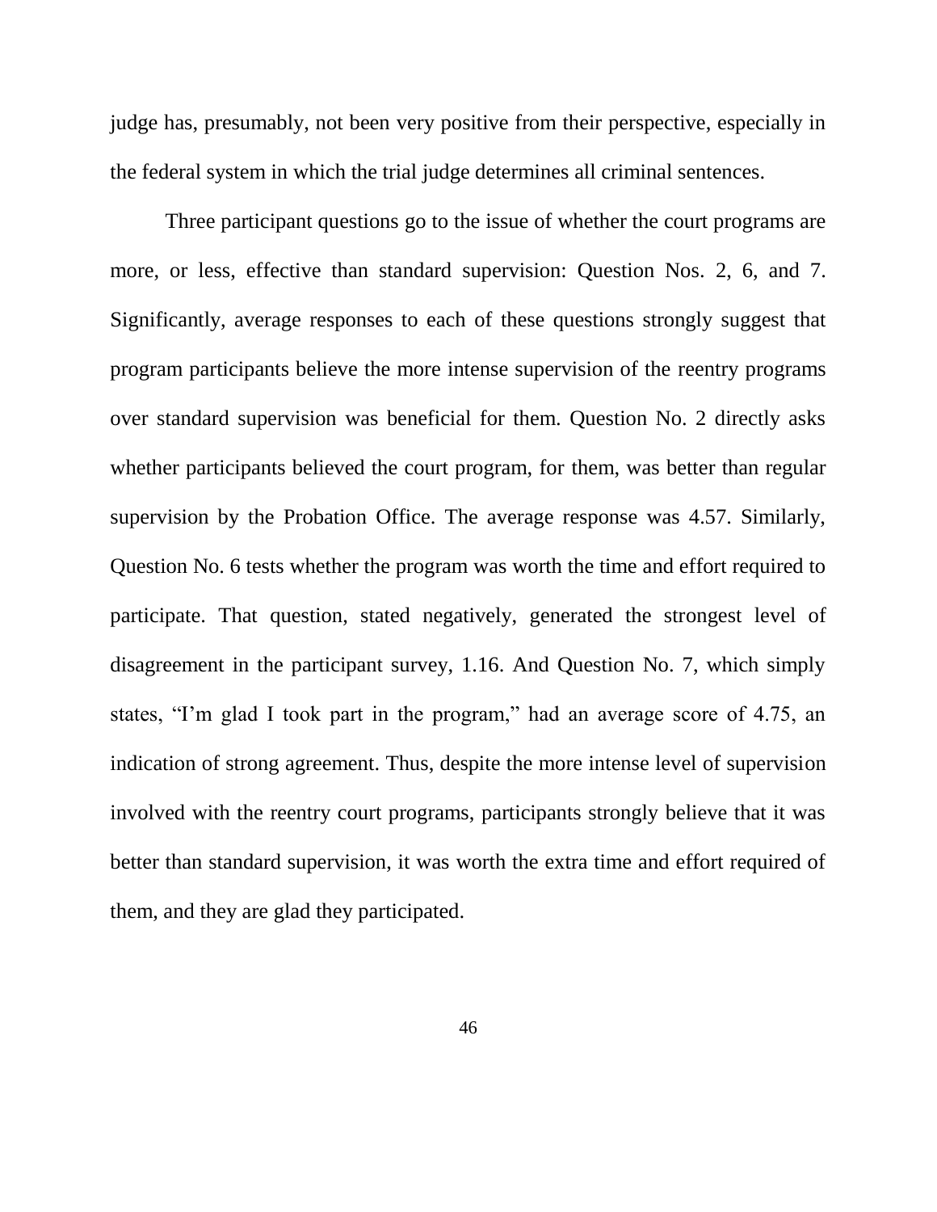judge has, presumably, not been very positive from their perspective, especially in the federal system in which the trial judge determines all criminal sentences.

Three participant questions go to the issue of whether the court programs are more, or less, effective than standard supervision: Question Nos. 2, 6, and 7. Significantly, average responses to each of these questions strongly suggest that program participants believe the more intense supervision of the reentry programs over standard supervision was beneficial for them. Question No. 2 directly asks whether participants believed the court program, for them, was better than regular supervision by the Probation Office. The average response was 4.57. Similarly, Question No. 6 tests whether the program was worth the time and effort required to participate. That question, stated negatively, generated the strongest level of disagreement in the participant survey, 1.16. And Question No. 7, which simply states, "I'm glad I took part in the program," had an average score of 4.75, an indication of strong agreement. Thus, despite the more intense level of supervision involved with the reentry court programs, participants strongly believe that it was better than standard supervision, it was worth the extra time and effort required of them, and they are glad they participated.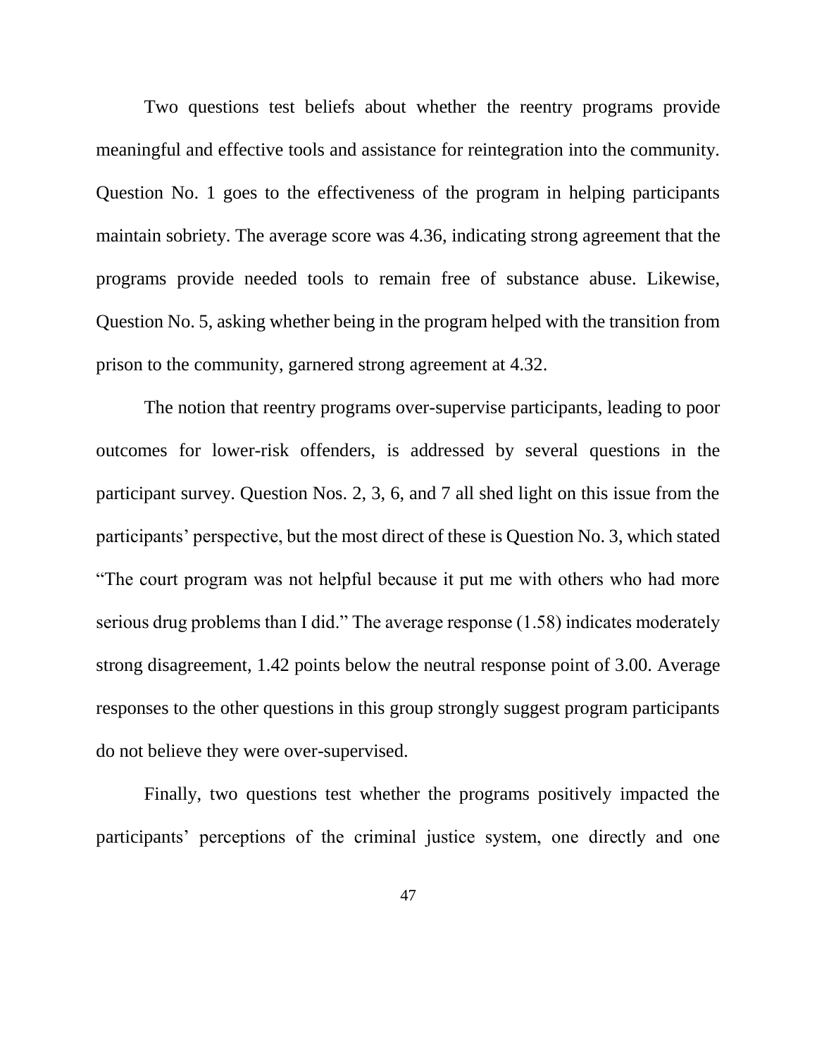Two questions test beliefs about whether the reentry programs provide meaningful and effective tools and assistance for reintegration into the community. Question No. 1 goes to the effectiveness of the program in helping participants maintain sobriety. The average score was 4.36, indicating strong agreement that the programs provide needed tools to remain free of substance abuse. Likewise, Question No. 5, asking whether being in the program helped with the transition from prison to the community, garnered strong agreement at 4.32.

The notion that reentry programs over-supervise participants, leading to poor outcomes for lower-risk offenders, is addressed by several questions in the participant survey. Question Nos. 2, 3, 6, and 7 all shed light on this issue from the participants' perspective, but the most direct of these is Question No. 3, which stated "The court program was not helpful because it put me with others who had more serious drug problems than I did." The average response (1.58) indicates moderately strong disagreement, 1.42 points below the neutral response point of 3.00. Average responses to the other questions in this group strongly suggest program participants do not believe they were over-supervised.

Finally, two questions test whether the programs positively impacted the participants' perceptions of the criminal justice system, one directly and one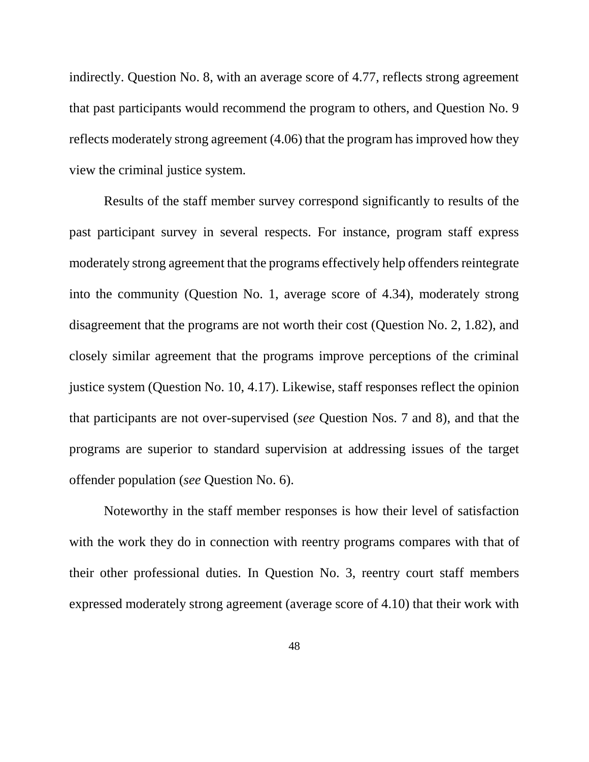indirectly. Question No. 8, with an average score of 4.77, reflects strong agreement that past participants would recommend the program to others, and Question No. 9 reflects moderately strong agreement (4.06) that the program has improved how they view the criminal justice system.

Results of the staff member survey correspond significantly to results of the past participant survey in several respects. For instance, program staff express moderately strong agreement that the programs effectively help offenders reintegrate into the community (Question No. 1, average score of 4.34), moderately strong disagreement that the programs are not worth their cost (Question No. 2, 1.82), and closely similar agreement that the programs improve perceptions of the criminal justice system (Question No. 10, 4.17). Likewise, staff responses reflect the opinion that participants are not over-supervised (*see* Question Nos. 7 and 8), and that the programs are superior to standard supervision at addressing issues of the target offender population (*see* Question No. 6).

Noteworthy in the staff member responses is how their level of satisfaction with the work they do in connection with reentry programs compares with that of their other professional duties. In Question No. 3, reentry court staff members expressed moderately strong agreement (average score of 4.10) that their work with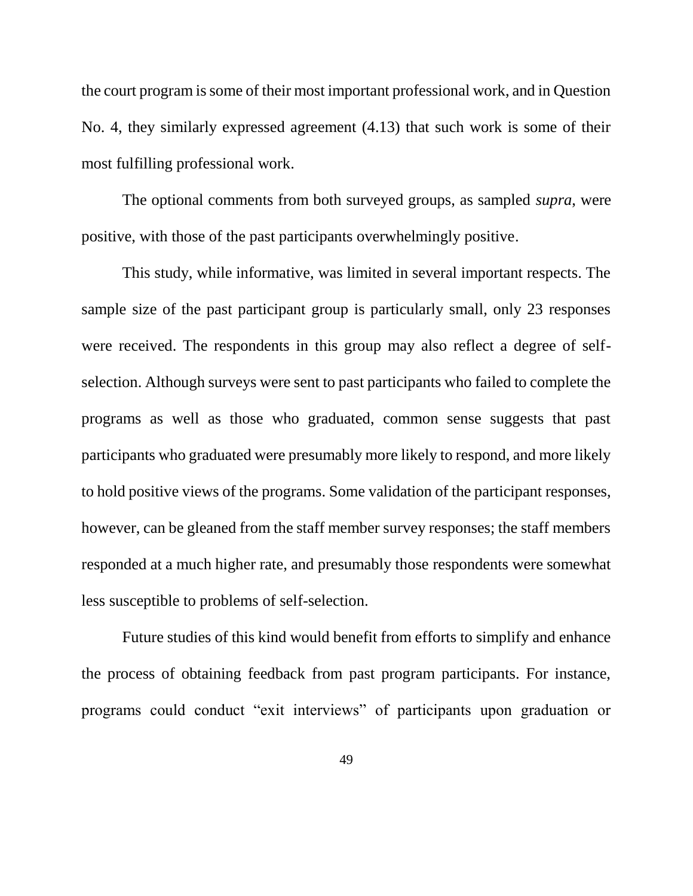the court program is some of their most important professional work, and in Question No. 4, they similarly expressed agreement (4.13) that such work is some of their most fulfilling professional work.

The optional comments from both surveyed groups, as sampled *supra*, were positive, with those of the past participants overwhelmingly positive.

This study, while informative, was limited in several important respects. The sample size of the past participant group is particularly small, only 23 responses were received. The respondents in this group may also reflect a degree of self-selection. Although surveys were sent to past participants who failed to complete the programs as well as those who graduated, common sense suggests that past participants who graduated were presumably more likely to respond, and more likely to hold positive views of the programs. Some validation of the participant responses, however, can be gleaned from the staff member survey responses; the staff members responded at a much higher rate, and presumably those respondents were somewhat less susceptible to problems of self-selection.

Future studies of this kind would benefit from efforts to simplify and enhance the process of obtaining feedback from past program participants. For instance, programs could conduct "exit interviews" of participants upon graduation or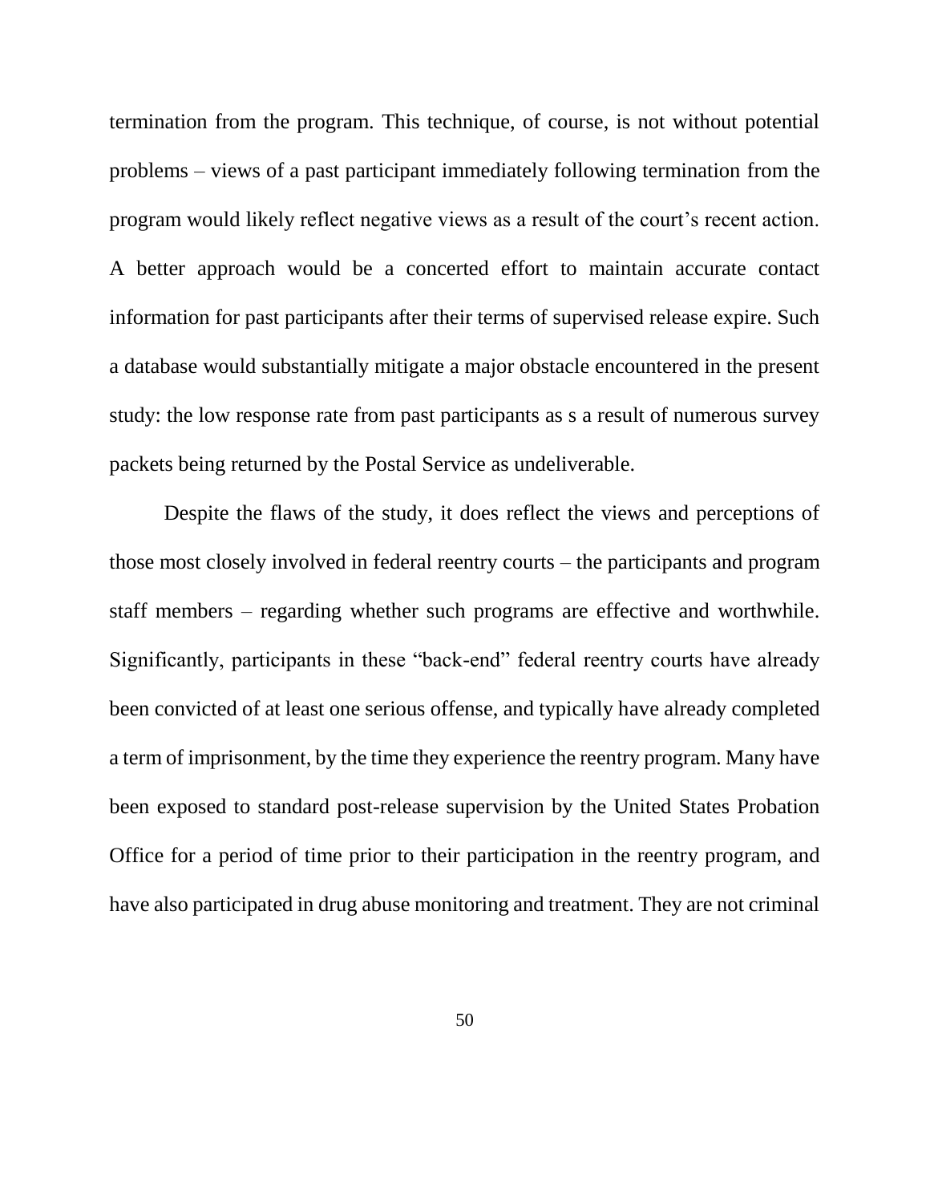termination from the program. This technique, of course, is not without potential problems – views of a past participant immediately following termination from the program would likely reflect negative views as a result of the court's recent action. A better approach would be a concerted effort to maintain accurate contact information for past participants after their terms of supervised release expire. Such a database would substantially mitigate a major obstacle encountered in the present study: the low response rate from past participants as s a result of numerous survey packets being returned by the Postal Service as undeliverable.

Despite the flaws of the study, it does reflect the views and perceptions of those most closely involved in federal reentry courts – the participants and program staff members – regarding whether such programs are effective and worthwhile. Significantly, participants in these "back-end" federal reentry courts have already been convicted of at least one serious offense, and typically have already completed a term of imprisonment, by the time they experience the reentry program. Many have been exposed to standard post-release supervision by the United States Probation Office for a period of time prior to their participation in the reentry program, and have also participated in drug abuse monitoring and treatment. They are not criminal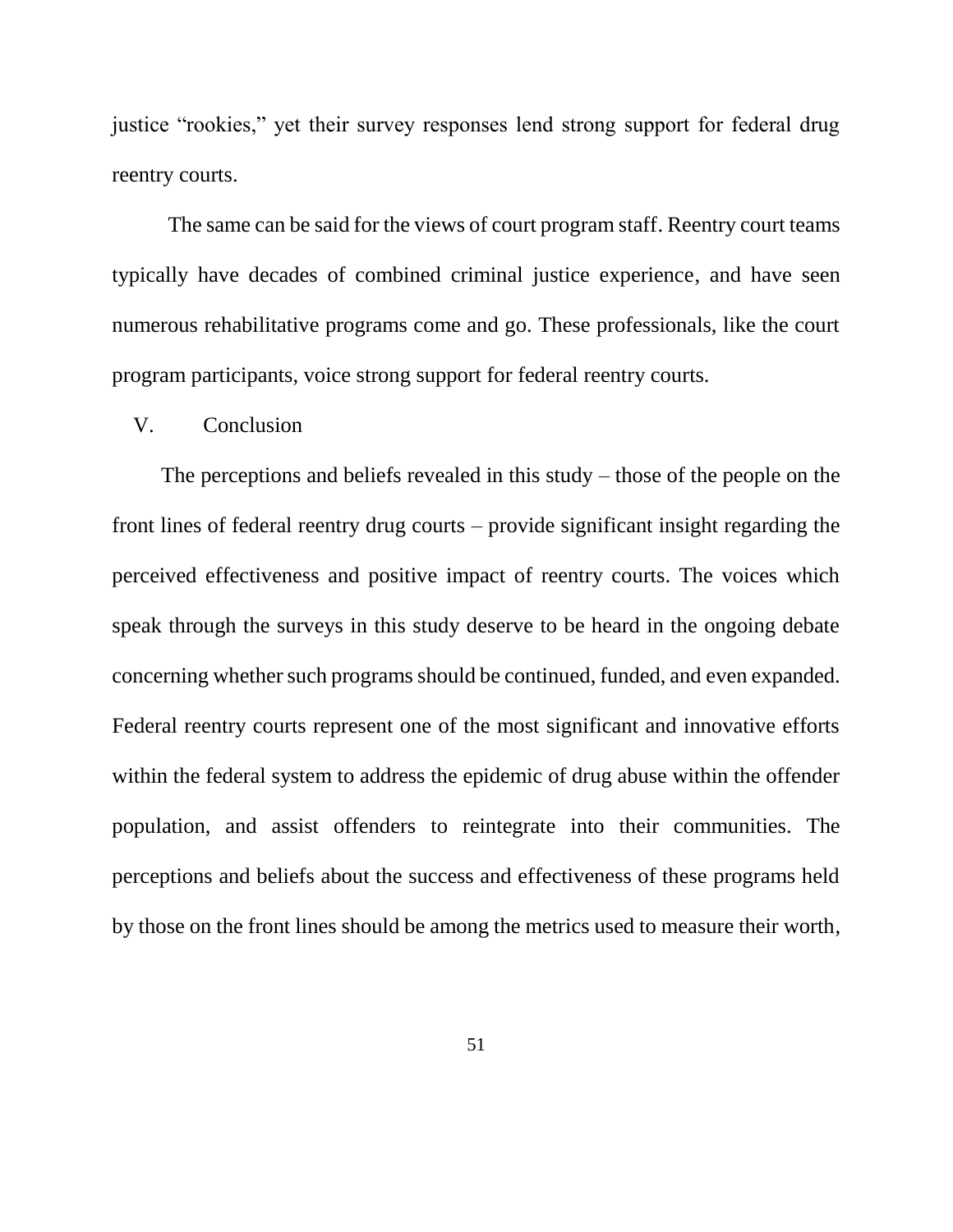justice "rookies," yet their survey responses lend strong support for federal drug reentry courts.

The same can be said for the views of court program staff. Reentry court teams typically have decades of combined criminal justice experience, and have seen numerous rehabilitative programs come and go. These professionals, like the court program participants, voice strong support for federal reentry courts.

## V. Conclusion

The perceptions and beliefs revealed in this study – those of the people on the front lines of federal reentry drug courts – provide significant insight regarding the perceived effectiveness and positive impact of reentry courts. The voices which speak through the surveys in this study deserve to be heard in the ongoing debate concerning whether such programs should be continued, funded, and even expanded. Federal reentry courts represent one of the most significant and innovative efforts within the federal system to address the epidemic of drug abuse within the offender population, and assist offenders to reintegrate into their communities. The perceptions and beliefs about the success and effectiveness of these programs held by those on the front lines should be among the metrics used to measure their worth,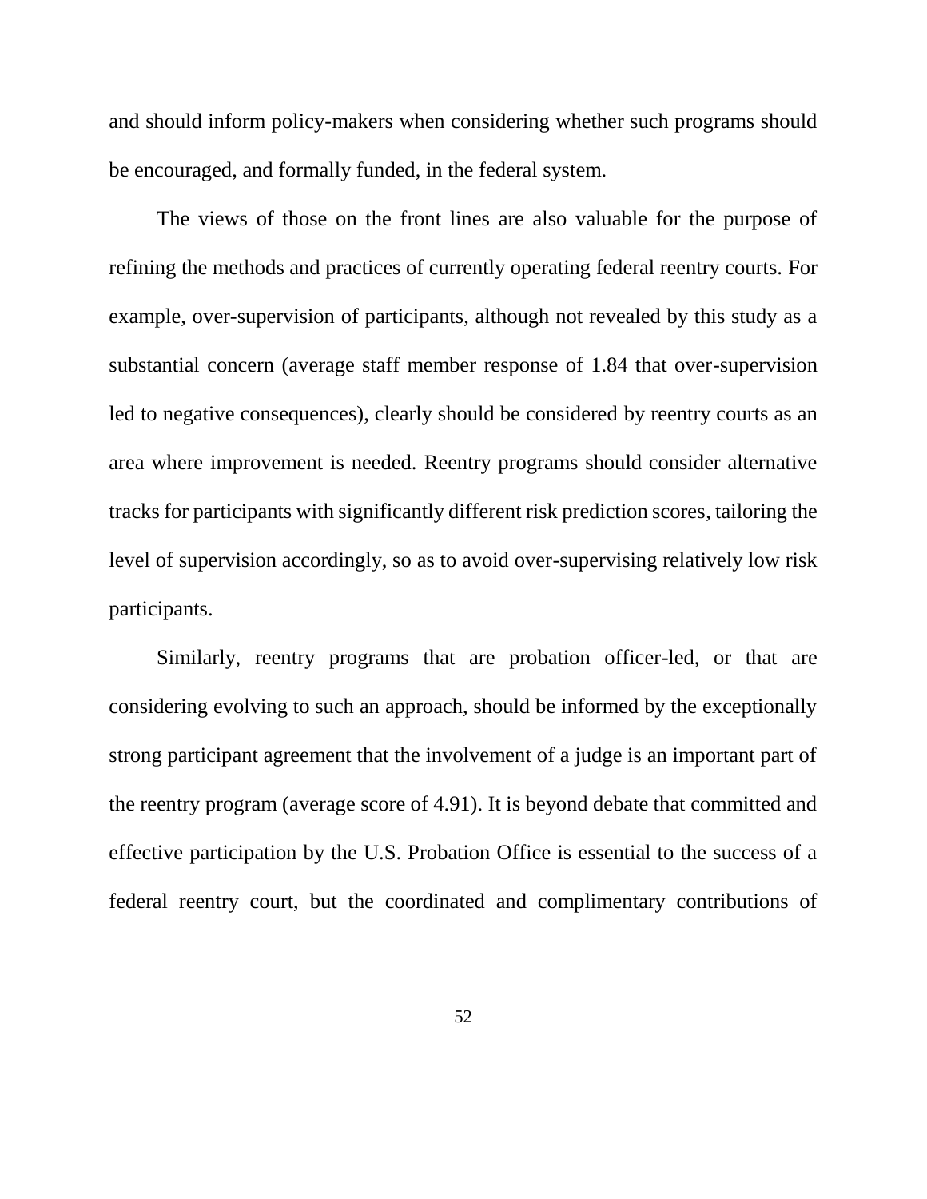and should inform policy-makers when considering whether such programs should be encouraged, and formally funded, in the federal system.

The views of those on the front lines are also valuable for the purpose of refining the methods and practices of currently operating federal reentry courts. For example, over-supervision of participants, although not revealed by this study as a substantial concern (average staff member response of 1.84 that over-supervision led to negative consequences), clearly should be considered by reentry courts as an area where improvement is needed. Reentry programs should consider alternative tracks for participants with significantly different risk prediction scores, tailoring the level of supervision accordingly, so as to avoid over-supervising relatively low risk participants.

Similarly, reentry programs that are probation officer-led, or that are considering evolving to such an approach, should be informed by the exceptionally strong participant agreement that the involvement of a judge is an important part of the reentry program (average score of 4.91). It is beyond debate that committed and effective participation by the U.S. Probation Office is essential to the success of a federal reentry court, but the coordinated and complimentary contributions of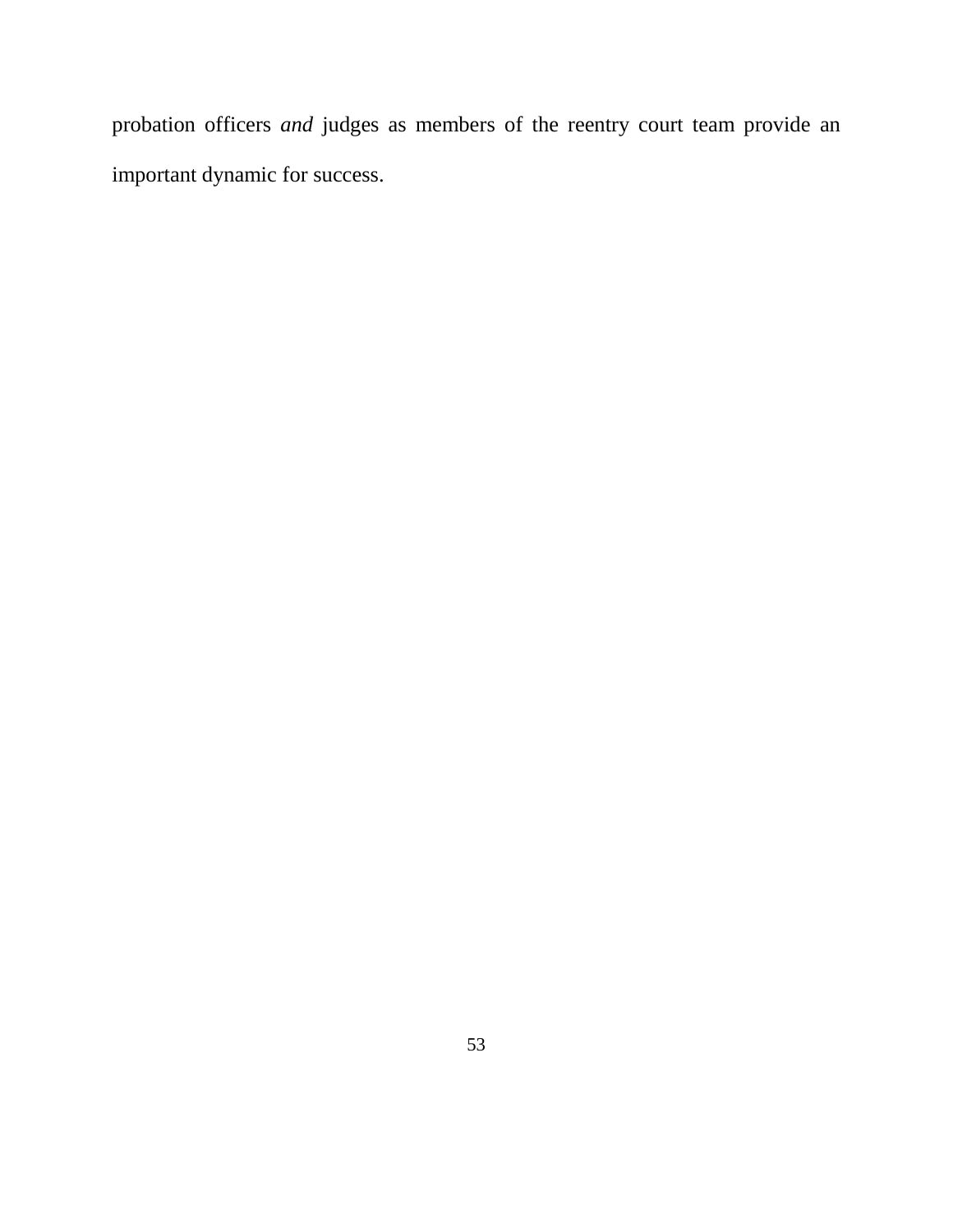probation officers *and* judges as members of the reentry court team provide an important dynamic for success.